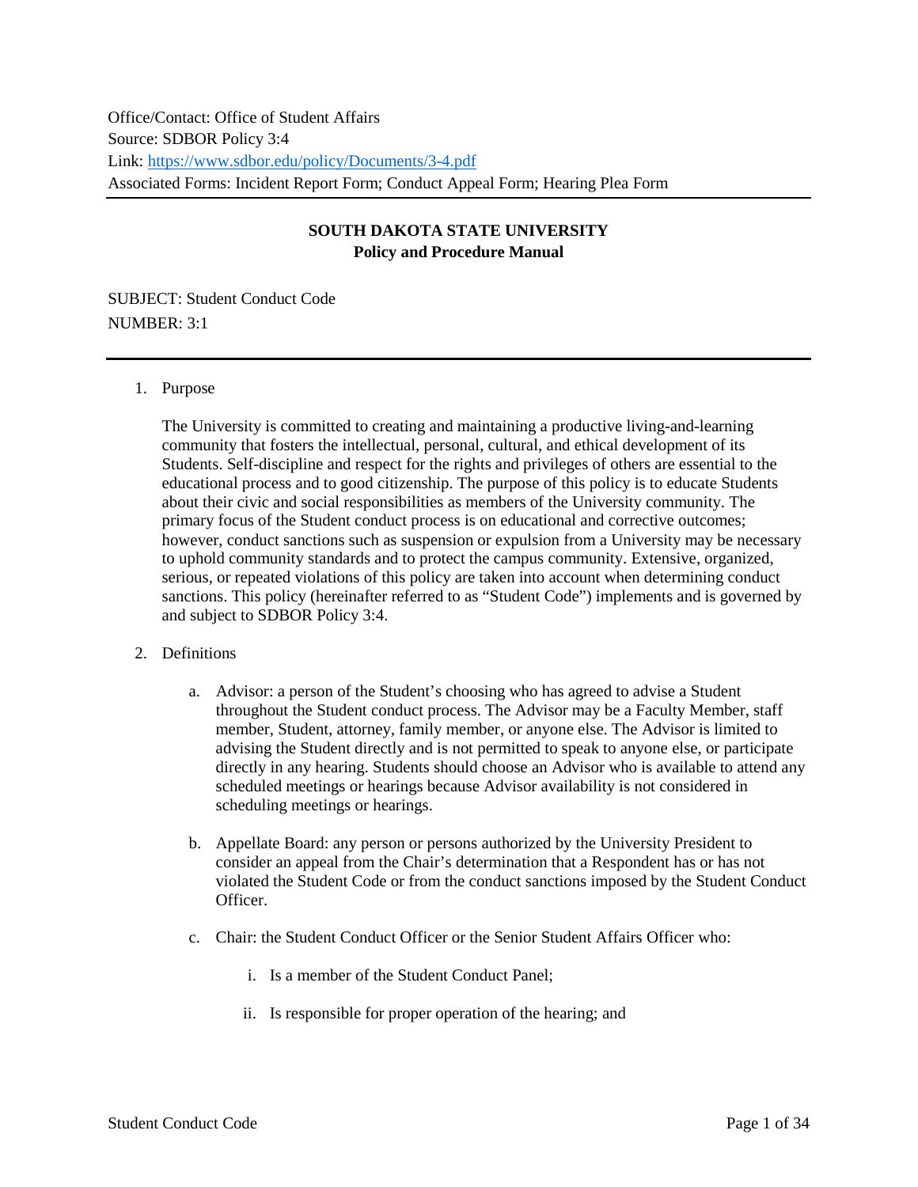Office/Contact: Office of Student Affairs
Source: SDBOR Policy 3:4
Link: https://www.sdbor.edu/policy/Documents/3-4.pdf
Associated Forms: Incident Report Form; Conduct Appeal Form; Hearing Plea Form

---

**SOUTH DAKOTA STATE UNIVERSITY**
**Policy and Procedure Manual**

SUBJECT: Student Conduct Code
NUMBER: 3:1

---

1. Purpose

   The University is committed to creating and maintaining a productive living-and-learning community that fosters the intellectual, personal, cultural, and ethical development of its Students. Self-discipline and respect for the rights and privileges of others are essential to the educational process and to good citizenship. The purpose of this policy is to educate Students about their civic and social responsibilities as members of the University community. The primary focus of the Student conduct process is on educational and corrective outcomes; however, conduct sanctions such as suspension or expulsion from a University may be necessary to uphold community standards and to protect the campus community. Extensive, organized, serious, or repeated violations of this policy are taken into account when determining conduct sanctions. This policy (hereinafter referred to as "Student Code") implements and is governed by and subject to SDBOR Policy 3:4.

2. Definitions

   a. Advisor: a person of the Student's choosing who has agreed to advise a Student throughout the Student conduct process. The Advisor may be a Faculty Member, staff member, Student, attorney, family member, or anyone else. The Advisor is limited to advising the Student directly and is not permitted to speak to anyone else, or participate directly in any hearing. Students should choose an Advisor who is available to attend any scheduled meetings or hearings because Advisor availability is not considered in scheduling meetings or hearings.

   b. Appellate Board: any person or persons authorized by the University President to consider an appeal from the Chair's determination that a Respondent has or has not violated the Student Code or from the conduct sanctions imposed by the Student Conduct Officer.

   c. Chair: the Student Conduct Officer or the Senior Student Affairs Officer who:

      i. Is a member of the Student Conduct Panel;

      ii. Is responsible for proper operation of the hearing; and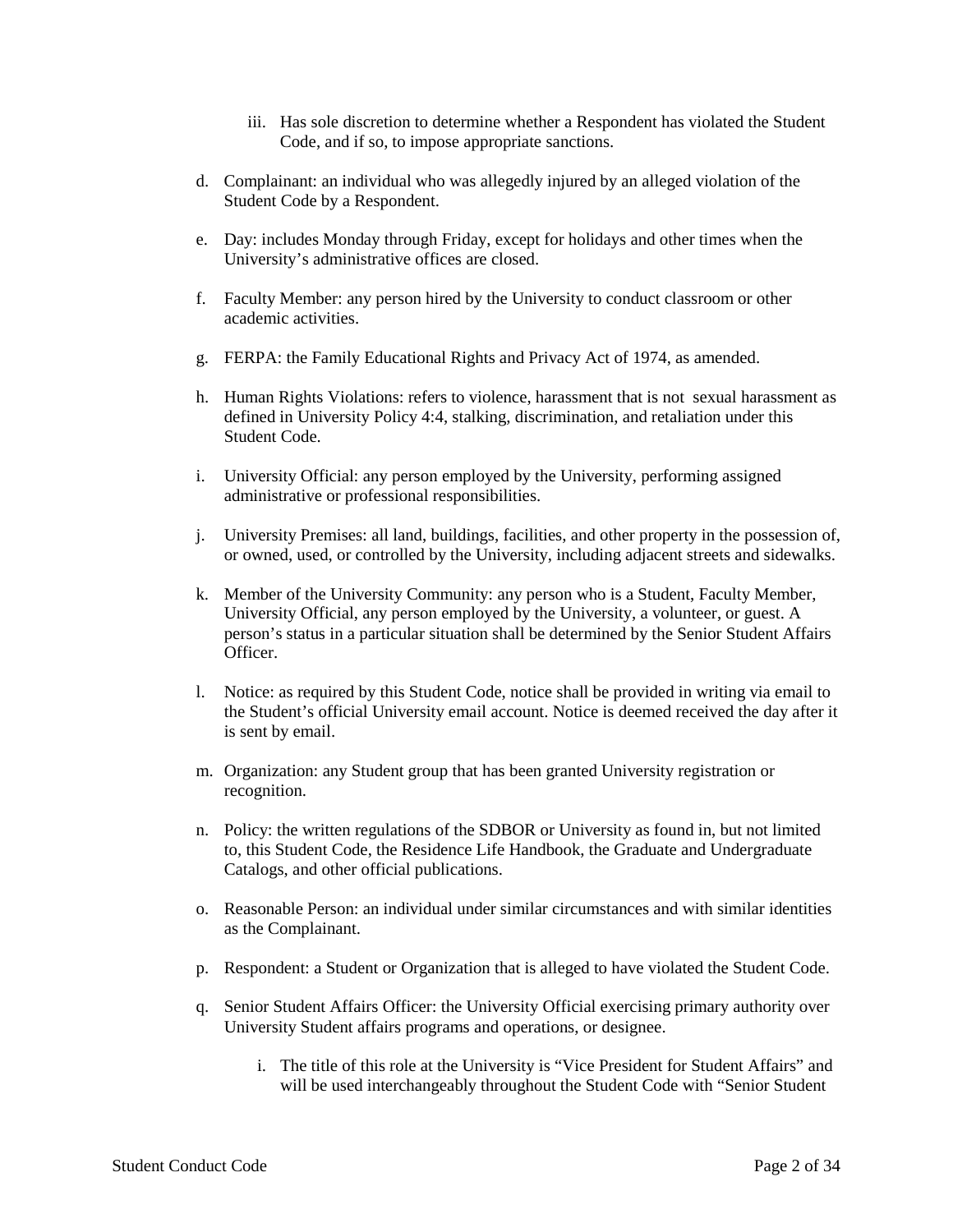iii. Has sole discretion to determine whether a Respondent has violated the Student Code, and if so, to impose appropriate sanctions.

d. Complainant: an individual who was allegedly injured by an alleged violation of the Student Code by a Respondent.

e. Day: includes Monday through Friday, except for holidays and other times when the University's administrative offices are closed.

f. Faculty Member: any person hired by the University to conduct classroom or other academic activities.

g. FERPA: the Family Educational Rights and Privacy Act of 1974, as amended.

h. Human Rights Violations: refers to violence, harassment that is not sexual harassment as defined in University Policy 4:4, stalking, discrimination, and retaliation under this Student Code.

i. University Official: any person employed by the University, performing assigned administrative or professional responsibilities.

j. University Premises: all land, buildings, facilities, and other property in the possession of, or owned, used, or controlled by the University, including adjacent streets and sidewalks.

k. Member of the University Community: any person who is a Student, Faculty Member, University Official, any person employed by the University, a volunteer, or guest. A person's status in a particular situation shall be determined by the Senior Student Affairs Officer.

l. Notice: as required by this Student Code, notice shall be provided in writing via email to the Student's official University email account. Notice is deemed received the day after it is sent by email.

m. Organization: any Student group that has been granted University registration or recognition.

n. Policy: the written regulations of the SDBOR or University as found in, but not limited to, this Student Code, the Residence Life Handbook, the Graduate and Undergraduate Catalogs, and other official publications.

o. Reasonable Person: an individual under similar circumstances and with similar identities as the Complainant.

p. Respondent: a Student or Organization that is alleged to have violated the Student Code.

q. Senior Student Affairs Officer: the University Official exercising primary authority over University Student affairs programs and operations, or designee.

   i. The title of this role at the University is "Vice President for Student Affairs" and will be used interchangeably throughout the Student Code with "Senior Student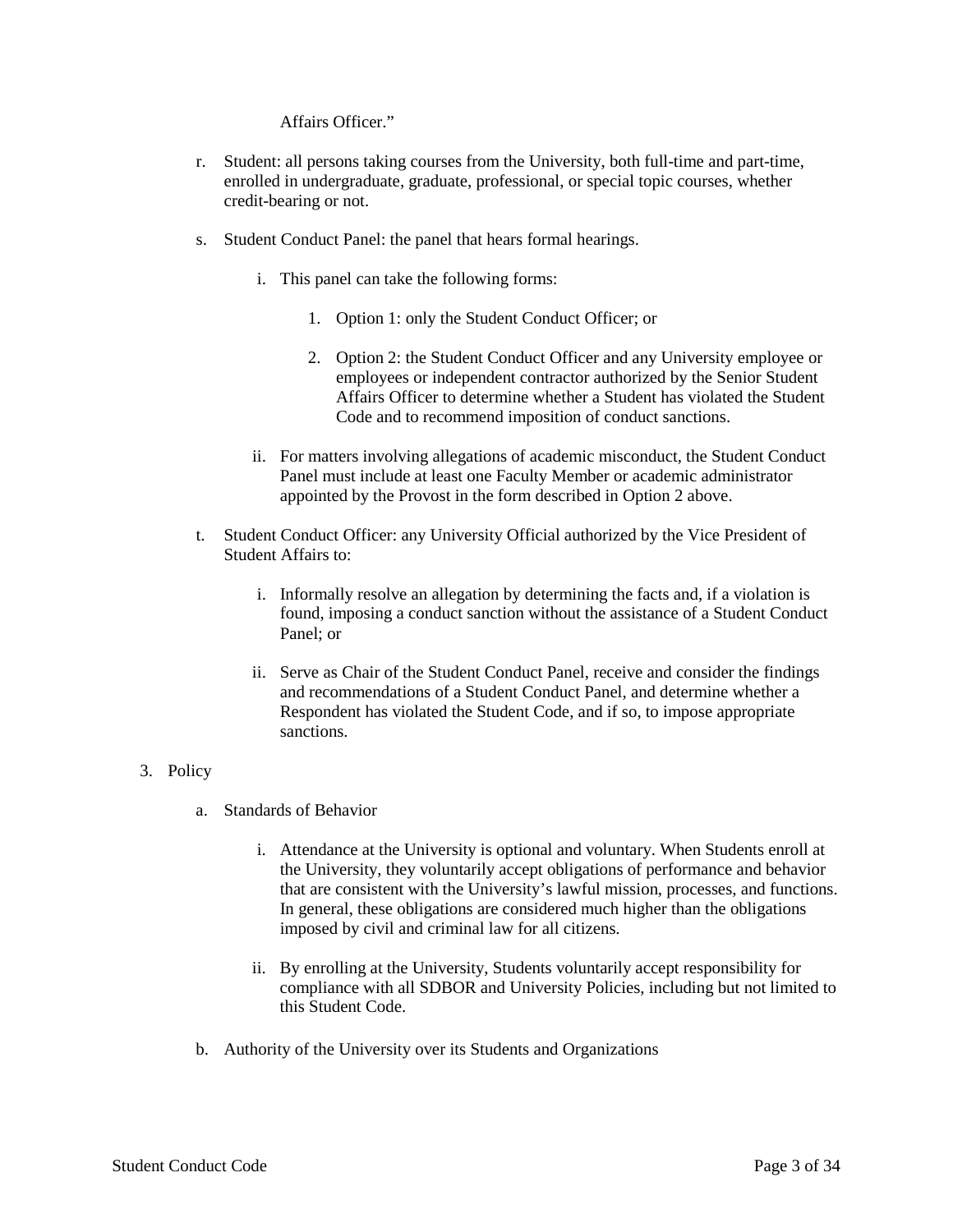Affairs Officer."

r. Student: all persons taking courses from the University, both full-time and part-time, enrolled in undergraduate, graduate, professional, or special topic courses, whether credit-bearing or not.

s. Student Conduct Panel: the panel that hears formal hearings.

   i. This panel can take the following forms:

      1. Option 1: only the Student Conduct Officer; or

      2. Option 2: the Student Conduct Officer and any University employee or employees or independent contractor authorized by the Senior Student Affairs Officer to determine whether a Student has violated the Student Code and to recommend imposition of conduct sanctions.

   ii. For matters involving allegations of academic misconduct, the Student Conduct Panel must include at least one Faculty Member or academic administrator appointed by the Provost in the form described in Option 2 above.

t. Student Conduct Officer: any University Official authorized by the Vice President of Student Affairs to:

   i. Informally resolve an allegation by determining the facts and, if a violation is found, imposing a conduct sanction without the assistance of a Student Conduct Panel; or

   ii. Serve as Chair of the Student Conduct Panel, receive and consider the findings and recommendations of a Student Conduct Panel, and determine whether a Respondent has violated the Student Code, and if so, to impose appropriate sanctions.

3. Policy

   a. Standards of Behavior

      i. Attendance at the University is optional and voluntary. When Students enroll at the University, they voluntarily accept obligations of performance and behavior that are consistent with the University's lawful mission, processes, and functions. In general, these obligations are considered much higher than the obligations imposed by civil and criminal law for all citizens.

      ii. By enrolling at the University, Students voluntarily accept responsibility for compliance with all SDBOR and University Policies, including but not limited to this Student Code.

   b. Authority of the University over its Students and Organizations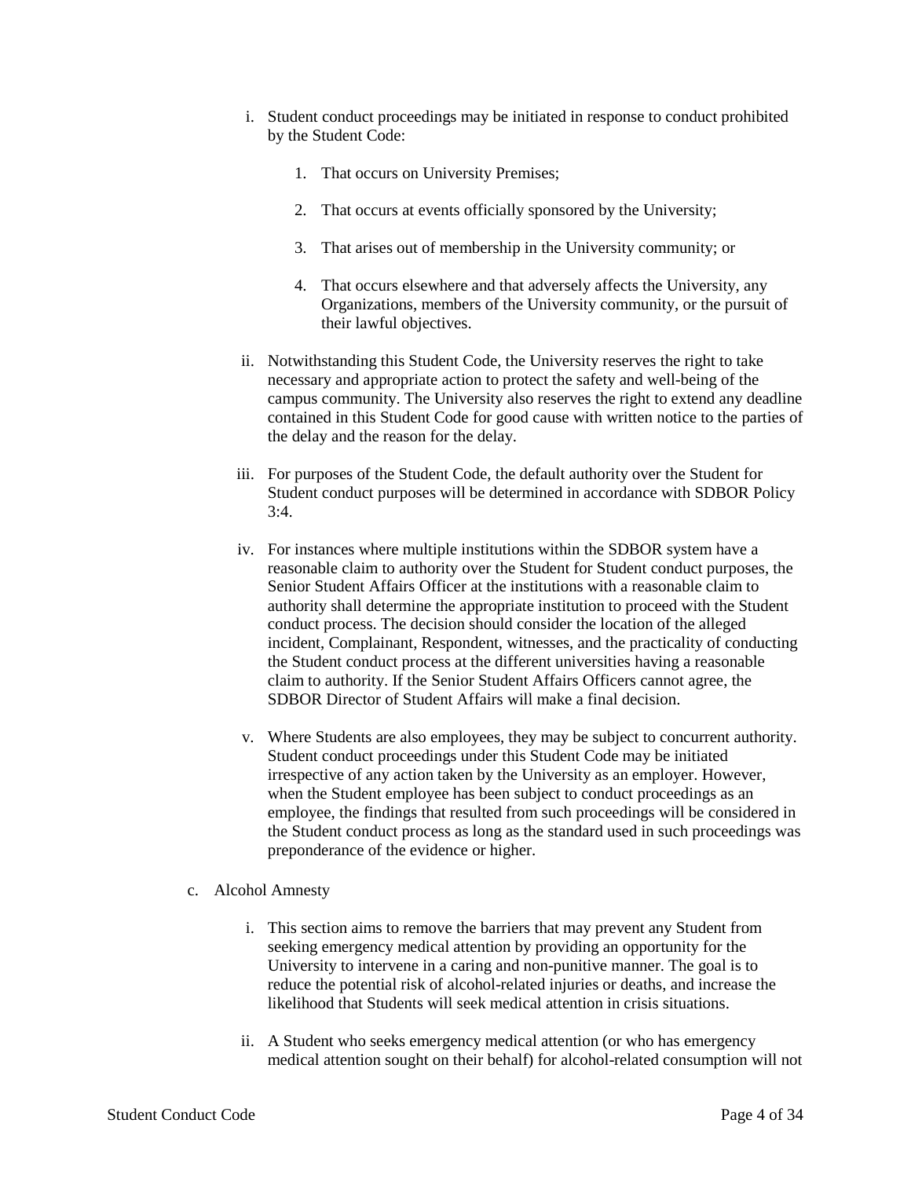i. Student conduct proceedings may be initiated in response to conduct prohibited by the Student Code:

    1. That occurs on University Premises;

    2. That occurs at events officially sponsored by the University;

    3. That arises out of membership in the University community; or

    4. That occurs elsewhere and that adversely affects the University, any Organizations, members of the University community, or the pursuit of their lawful objectives.

ii. Notwithstanding this Student Code, the University reserves the right to take necessary and appropriate action to protect the safety and well-being of the campus community. The University also reserves the right to extend any deadline contained in this Student Code for good cause with written notice to the parties of the delay and the reason for the delay.

iii. For purposes of the Student Code, the default authority over the Student for Student conduct purposes will be determined in accordance with SDBOR Policy 3:4.

iv. For instances where multiple institutions within the SDBOR system have a reasonable claim to authority over the Student for Student conduct purposes, the Senior Student Affairs Officer at the institutions with a reasonable claim to authority shall determine the appropriate institution to proceed with the Student conduct process. The decision should consider the location of the alleged incident, Complainant, Respondent, witnesses, and the practicality of conducting the Student conduct process at the different universities having a reasonable claim to authority. If the Senior Student Affairs Officers cannot agree, the SDBOR Director of Student Affairs will make a final decision.

v. Where Students are also employees, they may be subject to concurrent authority. Student conduct proceedings under this Student Code may be initiated irrespective of any action taken by the University as an employer. However, when the Student employee has been subject to conduct proceedings as an employee, the findings that resulted from such proceedings will be considered in the Student conduct process as long as the standard used in such proceedings was preponderance of the evidence or higher.

c. Alcohol Amnesty

i. This section aims to remove the barriers that may prevent any Student from seeking emergency medical attention by providing an opportunity for the University to intervene in a caring and non-punitive manner. The goal is to reduce the potential risk of alcohol-related injuries or deaths, and increase the likelihood that Students will seek medical attention in crisis situations.

ii. A Student who seeks emergency medical attention (or who has emergency medical attention sought on their behalf) for alcohol-related consumption will not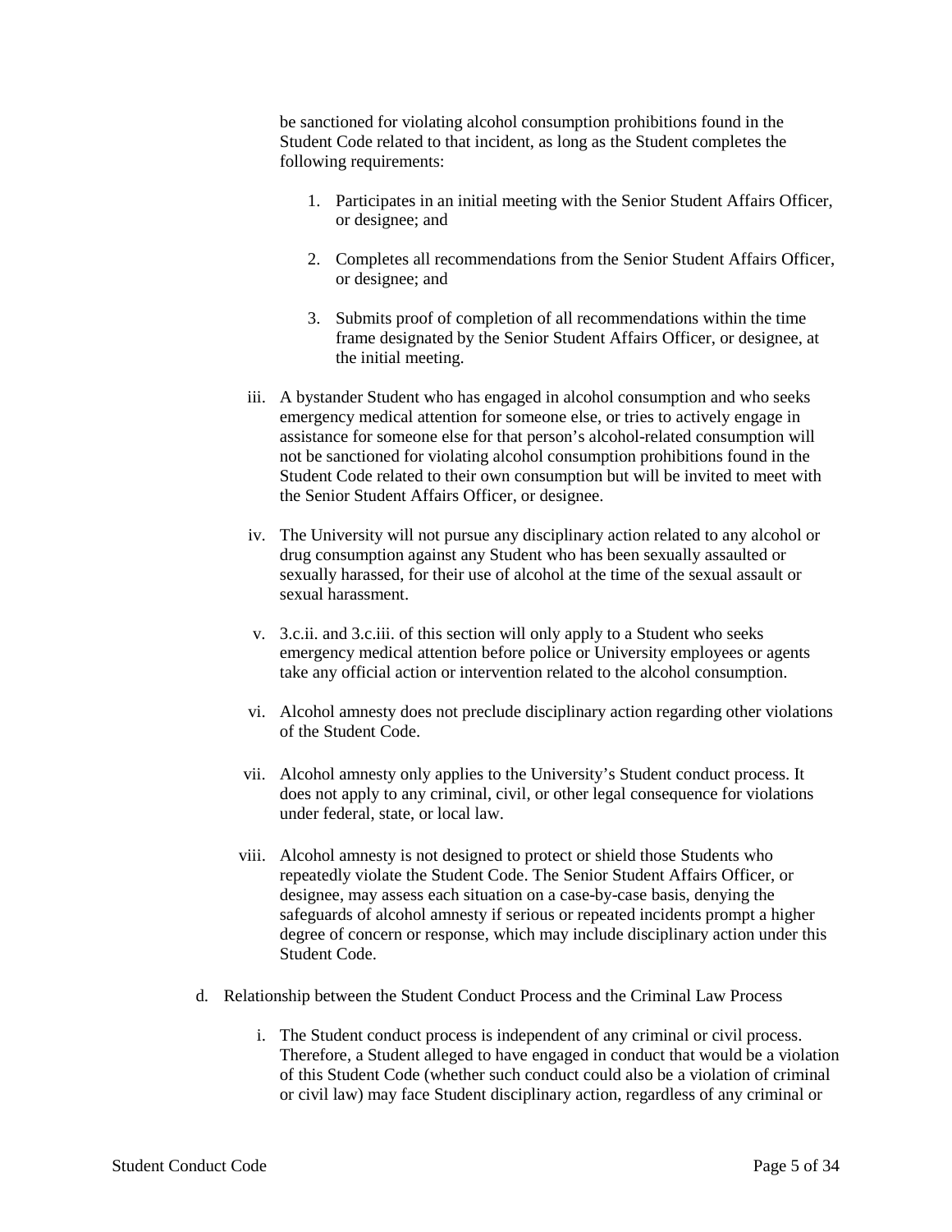be sanctioned for violating alcohol consumption prohibitions found in the Student Code related to that incident, as long as the Student completes the following requirements:

1. Participates in an initial meeting with the Senior Student Affairs Officer, or designee; and

2. Completes all recommendations from the Senior Student Affairs Officer, or designee; and

3. Submits proof of completion of all recommendations within the time frame designated by the Senior Student Affairs Officer, or designee, at the initial meeting.

iii. A bystander Student who has engaged in alcohol consumption and who seeks emergency medical attention for someone else, or tries to actively engage in assistance for someone else for that person's alcohol-related consumption will not be sanctioned for violating alcohol consumption prohibitions found in the Student Code related to their own consumption but will be invited to meet with the Senior Student Affairs Officer, or designee.

iv. The University will not pursue any disciplinary action related to any alcohol or drug consumption against any Student who has been sexually assaulted or sexually harassed, for their use of alcohol at the time of the sexual assault or sexual harassment.

v. 3.c.ii. and 3.c.iii. of this section will only apply to a Student who seeks emergency medical attention before police or University employees or agents take any official action or intervention related to the alcohol consumption.

vi. Alcohol amnesty does not preclude disciplinary action regarding other violations of the Student Code.

vii. Alcohol amnesty only applies to the University's Student conduct process. It does not apply to any criminal, civil, or other legal consequence for violations under federal, state, or local law.

viii. Alcohol amnesty is not designed to protect or shield those Students who repeatedly violate the Student Code. The Senior Student Affairs Officer, or designee, may assess each situation on a case-by-case basis, denying the safeguards of alcohol amnesty if serious or repeated incidents prompt a higher degree of concern or response, which may include disciplinary action under this Student Code.

d. Relationship between the Student Conduct Process and the Criminal Law Process

i. The Student conduct process is independent of any criminal or civil process. Therefore, a Student alleged to have engaged in conduct that would be a violation of this Student Code (whether such conduct could also be a violation of criminal or civil law) may face Student disciplinary action, regardless of any criminal or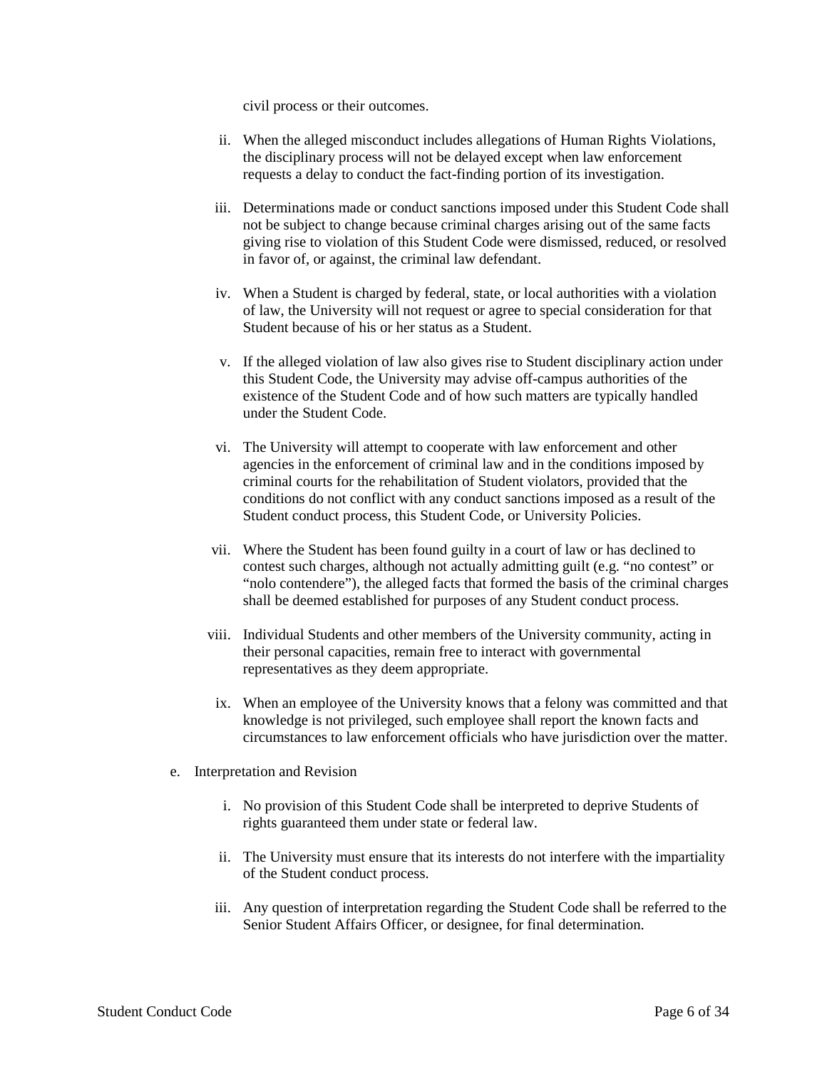civil process or their outcomes.

ii. When the alleged misconduct includes allegations of Human Rights Violations, the disciplinary process will not be delayed except when law enforcement requests a delay to conduct the fact-finding portion of its investigation.

iii. Determinations made or conduct sanctions imposed under this Student Code shall not be subject to change because criminal charges arising out of the same facts giving rise to violation of this Student Code were dismissed, reduced, or resolved in favor of, or against, the criminal law defendant.

iv. When a Student is charged by federal, state, or local authorities with a violation of law, the University will not request or agree to special consideration for that Student because of his or her status as a Student.

v. If the alleged violation of law also gives rise to Student disciplinary action under this Student Code, the University may advise off-campus authorities of the existence of the Student Code and of how such matters are typically handled under the Student Code.

vi. The University will attempt to cooperate with law enforcement and other agencies in the enforcement of criminal law and in the conditions imposed by criminal courts for the rehabilitation of Student violators, provided that the conditions do not conflict with any conduct sanctions imposed as a result of the Student conduct process, this Student Code, or University Policies.

vii. Where the Student has been found guilty in a court of law or has declined to contest such charges, although not actually admitting guilt (e.g. "no contest" or "nolo contendere"), the alleged facts that formed the basis of the criminal charges shall be deemed established for purposes of any Student conduct process.

viii. Individual Students and other members of the University community, acting in their personal capacities, remain free to interact with governmental representatives as they deem appropriate.

ix. When an employee of the University knows that a felony was committed and that knowledge is not privileged, such employee shall report the known facts and circumstances to law enforcement officials who have jurisdiction over the matter.

e. Interpretation and Revision

i. No provision of this Student Code shall be interpreted to deprive Students of rights guaranteed them under state or federal law.

ii. The University must ensure that its interests do not interfere with the impartiality of the Student conduct process.

iii. Any question of interpretation regarding the Student Code shall be referred to the Senior Student Affairs Officer, or designee, for final determination.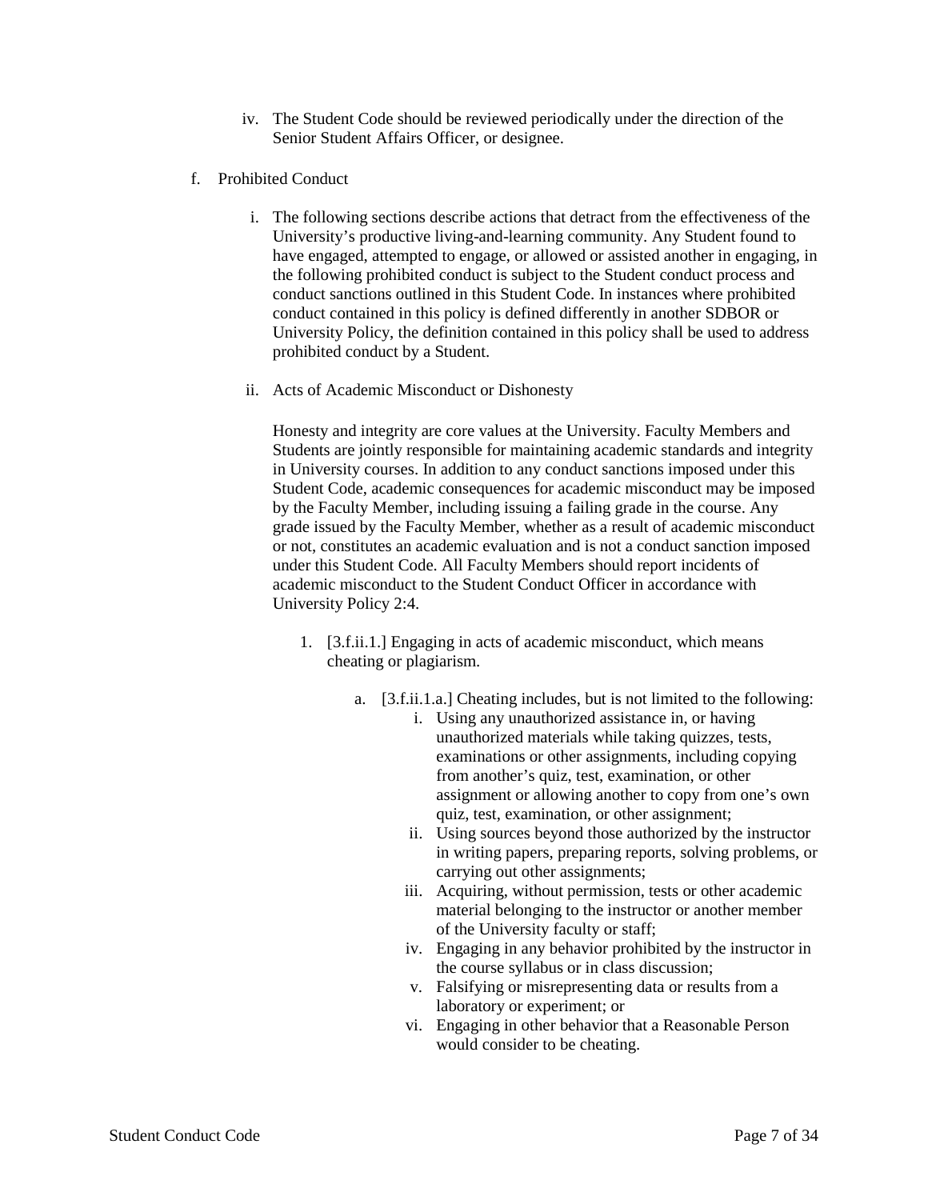iv. The Student Code should be reviewed periodically under the direction of the Senior Student Affairs Officer, or designee.

f. Prohibited Conduct

i. The following sections describe actions that detract from the effectiveness of the University's productive living-and-learning community. Any Student found to have engaged, attempted to engage, or allowed or assisted another in engaging, in the following prohibited conduct is subject to the Student conduct process and conduct sanctions outlined in this Student Code. In instances where prohibited conduct contained in this policy is defined differently in another SDBOR or University Policy, the definition contained in this policy shall be used to address prohibited conduct by a Student.

ii. Acts of Academic Misconduct or Dishonesty

Honesty and integrity are core values at the University. Faculty Members and Students are jointly responsible for maintaining academic standards and integrity in University courses. In addition to any conduct sanctions imposed under this Student Code, academic consequences for academic misconduct may be imposed by the Faculty Member, including issuing a failing grade in the course. Any grade issued by the Faculty Member, whether as a result of academic misconduct or not, constitutes an academic evaluation and is not a conduct sanction imposed under this Student Code. All Faculty Members should report incidents of academic misconduct to the Student Conduct Officer in accordance with University Policy 2:4.

1. [3.f.ii.1.] Engaging in acts of academic misconduct, which means cheating or plagiarism.

   a. [3.f.ii.1.a.] Cheating includes, but is not limited to the following:

      i. Using any unauthorized assistance in, or having unauthorized materials while taking quizzes, tests, examinations or other assignments, including copying from another's quiz, test, examination, or other assignment or allowing another to copy from one's own quiz, test, examination, or other assignment;

      ii. Using sources beyond those authorized by the instructor in writing papers, preparing reports, solving problems, or carrying out other assignments;

      iii. Acquiring, without permission, tests or other academic material belonging to the instructor or another member of the University faculty or staff;

      iv. Engaging in any behavior prohibited by the instructor in the course syllabus or in class discussion;

      v. Falsifying or misrepresenting data or results from a laboratory or experiment; or

      vi. Engaging in other behavior that a Reasonable Person would consider to be cheating.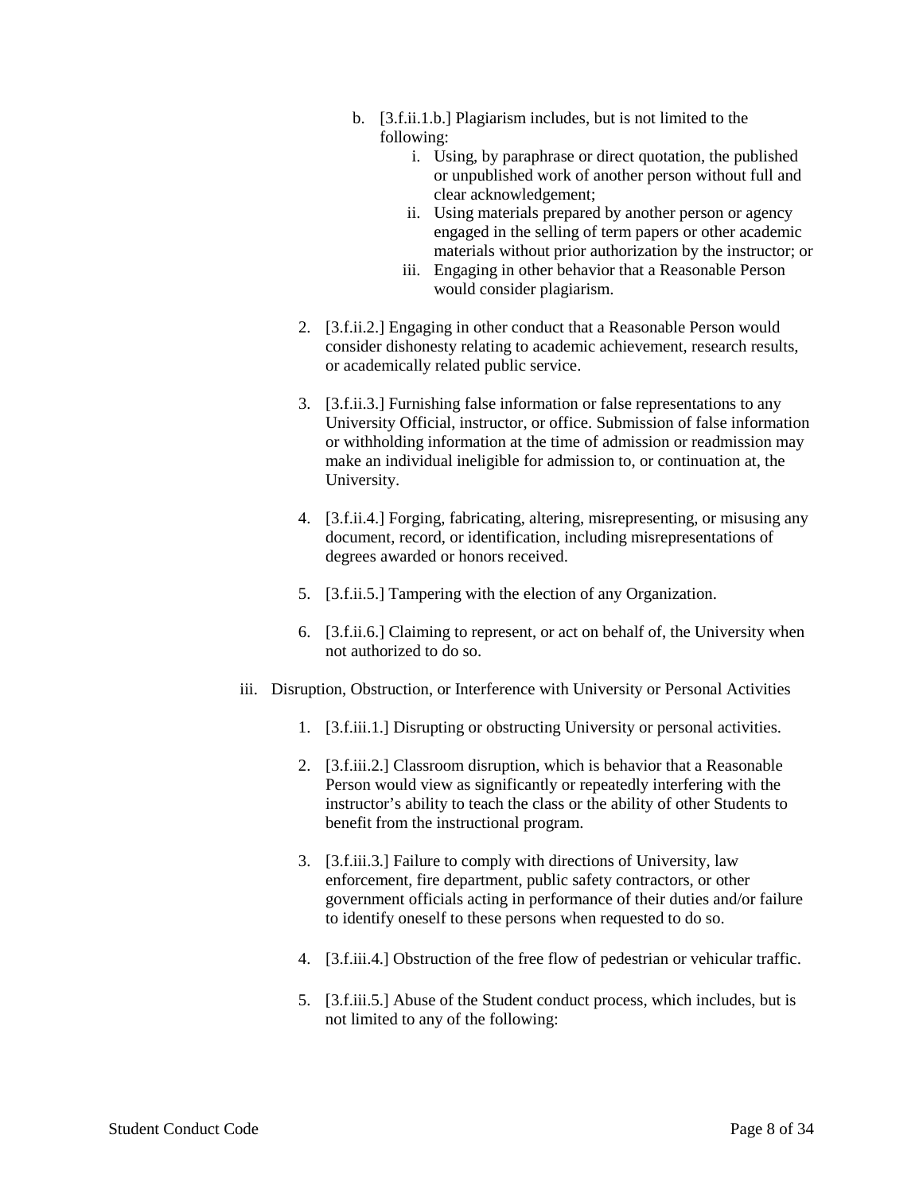b. [3.f.ii.1.b.] Plagiarism includes, but is not limited to the following:
   i. Using, by paraphrase or direct quotation, the published or unpublished work of another person without full and clear acknowledgement;
   ii. Using materials prepared by another person or agency engaged in the selling of term papers or other academic materials without prior authorization by the instructor; or
   iii. Engaging in other behavior that a Reasonable Person would consider plagiarism.

2. [3.f.ii.2.] Engaging in other conduct that a Reasonable Person would consider dishonesty relating to academic achievement, research results, or academically related public service.

3. [3.f.ii.3.] Furnishing false information or false representations to any University Official, instructor, or office. Submission of false information or withholding information at the time of admission or readmission may make an individual ineligible for admission to, or continuation at, the University.

4. [3.f.ii.4.] Forging, fabricating, altering, misrepresenting, or misusing any document, record, or identification, including misrepresentations of degrees awarded or honors received.

5. [3.f.ii.5.] Tampering with the election of any Organization.

6. [3.f.ii.6.] Claiming to represent, or act on behalf of, the University when not authorized to do so.

iii. Disruption, Obstruction, or Interference with University or Personal Activities

1. [3.f.iii.1.] Disrupting or obstructing University or personal activities.

2. [3.f.iii.2.] Classroom disruption, which is behavior that a Reasonable Person would view as significantly or repeatedly interfering with the instructor's ability to teach the class or the ability of other Students to benefit from the instructional program.

3. [3.f.iii.3.] Failure to comply with directions of University, law enforcement, fire department, public safety contractors, or other government officials acting in performance of their duties and/or failure to identify oneself to these persons when requested to do so.

4. [3.f.iii.4.] Obstruction of the free flow of pedestrian or vehicular traffic.

5. [3.f.iii.5.] Abuse of the Student conduct process, which includes, but is not limited to any of the following: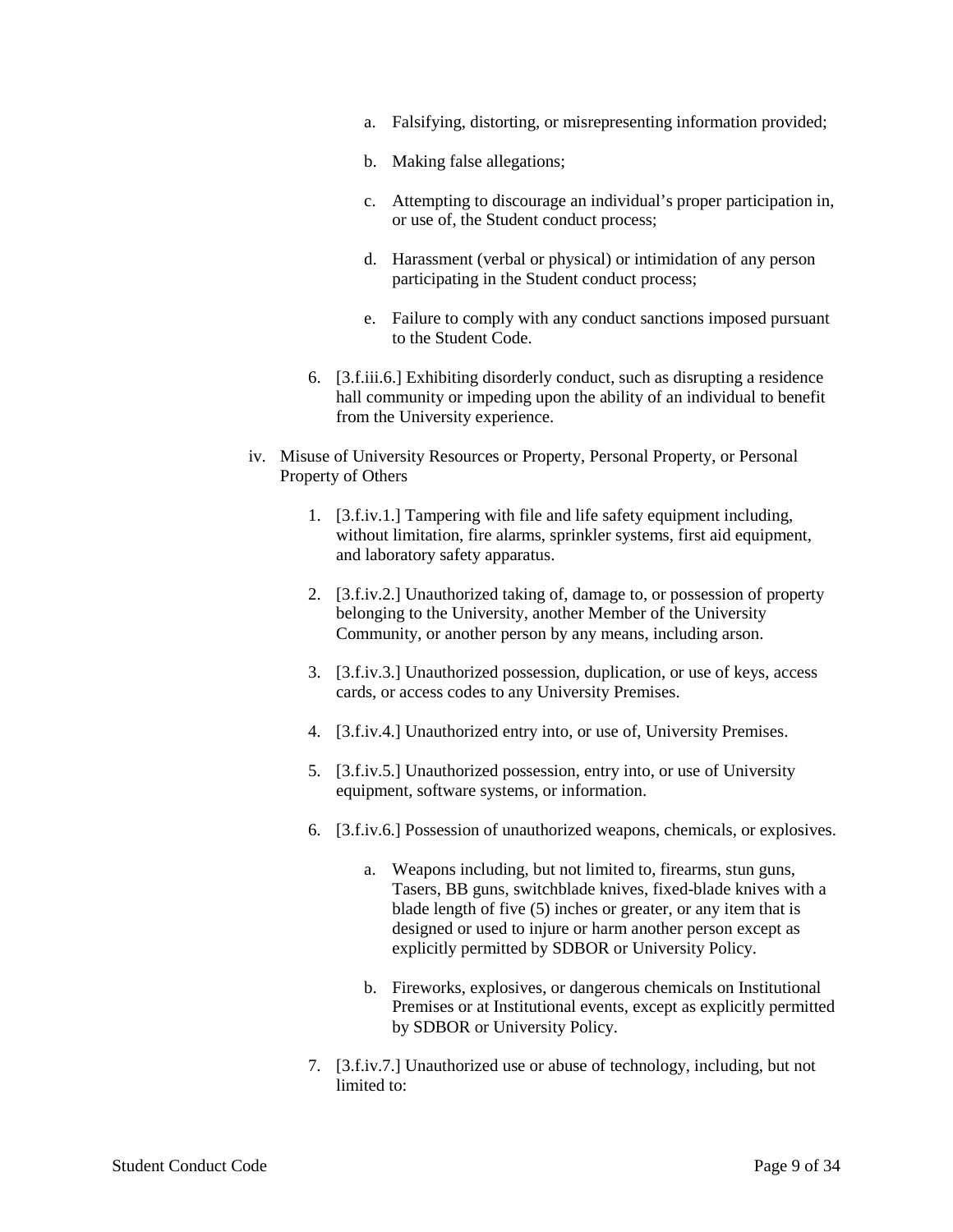a. Falsifying, distorting, or misrepresenting information provided;

   b. Making false allegations;

   c. Attempting to discourage an individual's proper participation in, or use of, the Student conduct process;

   d. Harassment (verbal or physical) or intimidation of any person participating in the Student conduct process;

   e. Failure to comply with any conduct sanctions imposed pursuant to the Student Code.

6. [3.f.iii.6.] Exhibiting disorderly conduct, such as disrupting a residence hall community or impeding upon the ability of an individual to benefit from the University experience.

iv. Misuse of University Resources or Property, Personal Property, or Personal Property of Others

1. [3.f.iv.1.] Tampering with file and life safety equipment including, without limitation, fire alarms, sprinkler systems, first aid equipment, and laboratory safety apparatus.

2. [3.f.iv.2.] Unauthorized taking of, damage to, or possession of property belonging to the University, another Member of the University Community, or another person by any means, including arson.

3. [3.f.iv.3.] Unauthorized possession, duplication, or use of keys, access cards, or access codes to any University Premises.

4. [3.f.iv.4.] Unauthorized entry into, or use of, University Premises.

5. [3.f.iv.5.] Unauthorized possession, entry into, or use of University equipment, software systems, or information.

6. [3.f.iv.6.] Possession of unauthorized weapons, chemicals, or explosives.

   a. Weapons including, but not limited to, firearms, stun guns, Tasers, BB guns, switchblade knives, fixed-blade knives with a blade length of five (5) inches or greater, or any item that is designed or used to injure or harm another person except as explicitly permitted by SDBOR or University Policy.

   b. Fireworks, explosives, or dangerous chemicals on Institutional Premises or at Institutional events, except as explicitly permitted by SDBOR or University Policy.

7. [3.f.iv.7.] Unauthorized use or abuse of technology, including, but not limited to: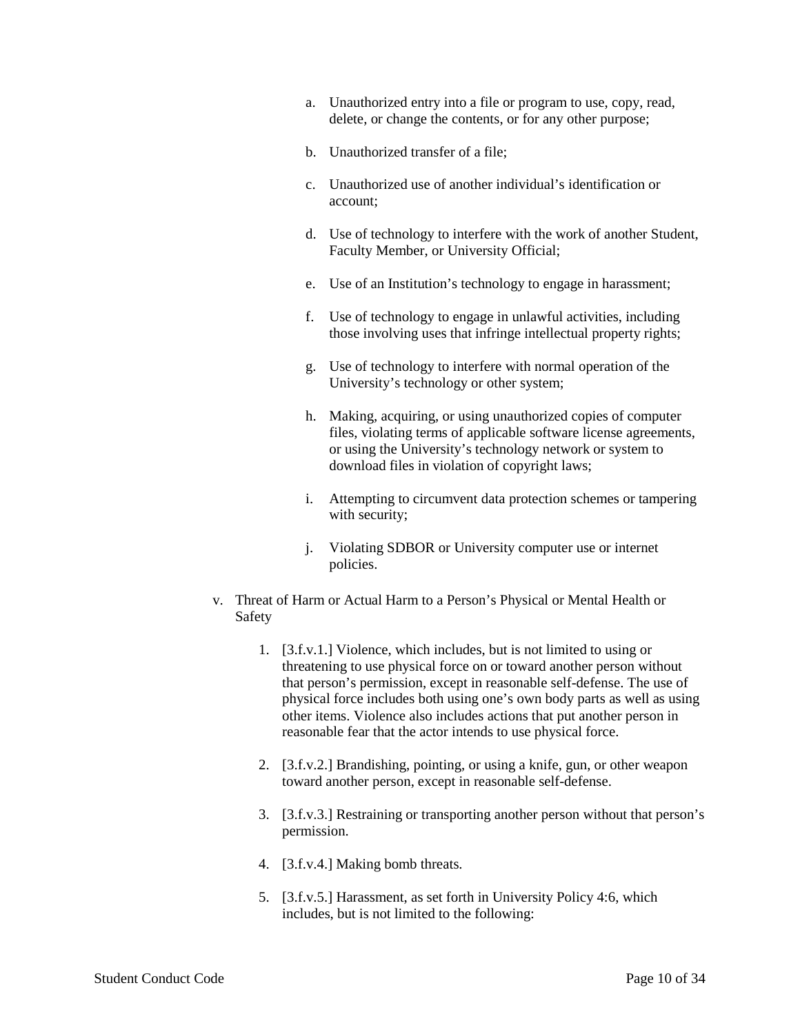a. Unauthorized entry into a file or program to use, copy, read, delete, or change the contents, or for any other purpose;

b. Unauthorized transfer of a file;

c. Unauthorized use of another individual's identification or account;

d. Use of technology to interfere with the work of another Student, Faculty Member, or University Official;

e. Use of an Institution's technology to engage in harassment;

f. Use of technology to engage in unlawful activities, including those involving uses that infringe intellectual property rights;

g. Use of technology to interfere with normal operation of the University's technology or other system;

h. Making, acquiring, or using unauthorized copies of computer files, violating terms of applicable software license agreements, or using the University's technology network or system to download files in violation of copyright laws;

i. Attempting to circumvent data protection schemes or tampering with security;

j. Violating SDBOR or University computer use or internet policies.

v. Threat of Harm or Actual Harm to a Person's Physical or Mental Health or Safety

1. [3.f.v.1.] Violence, which includes, but is not limited to using or threatening to use physical force on or toward another person without that person's permission, except in reasonable self-defense. The use of physical force includes both using one's own body parts as well as using other items. Violence also includes actions that put another person in reasonable fear that the actor intends to use physical force.

2. [3.f.v.2.] Brandishing, pointing, or using a knife, gun, or other weapon toward another person, except in reasonable self-defense.

3. [3.f.v.3.] Restraining or transporting another person without that person's permission.

4. [3.f.v.4.] Making bomb threats.

5. [3.f.v.5.] Harassment, as set forth in University Policy 4:6, which includes, but is not limited to the following: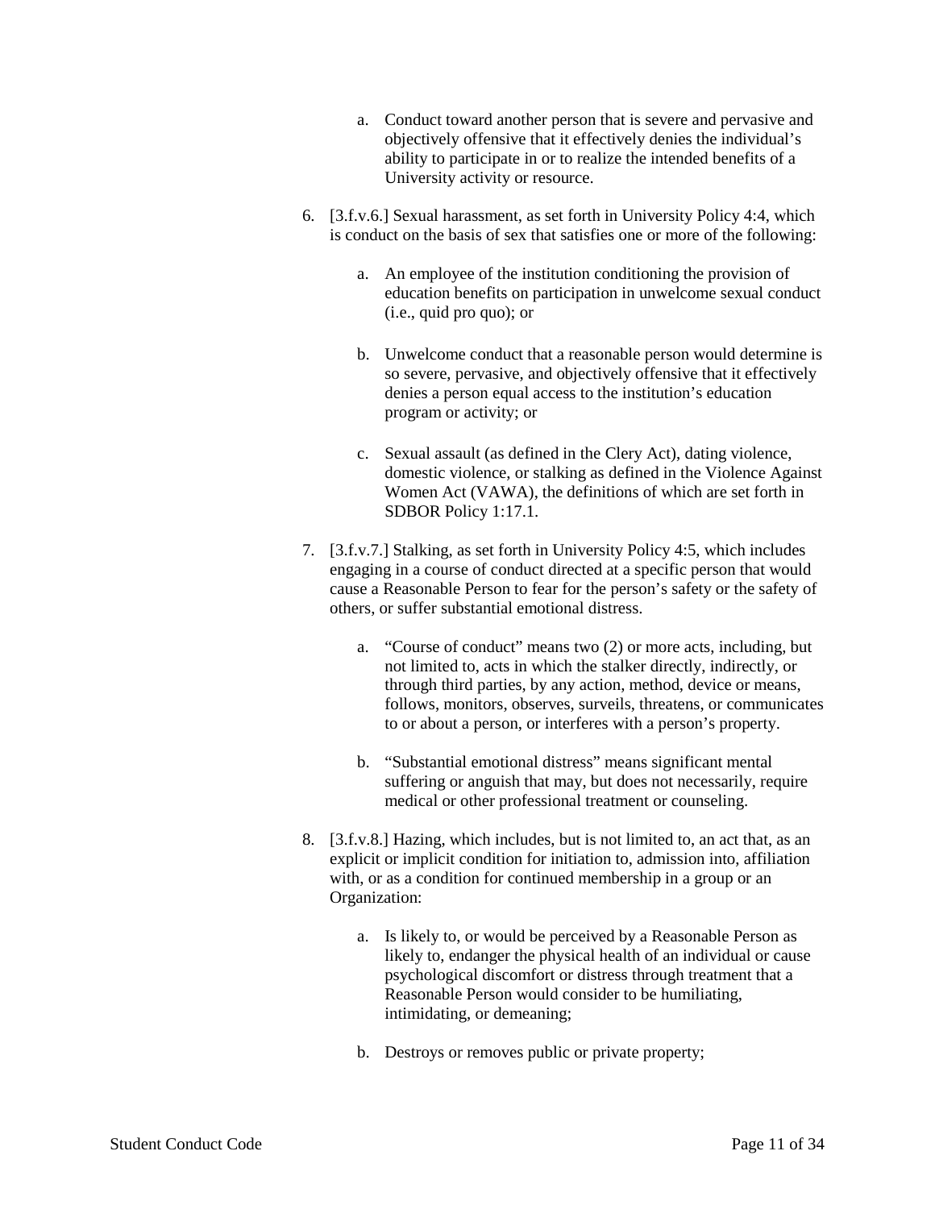a. Conduct toward another person that is severe and pervasive and objectively offensive that it effectively denies the individual's ability to participate in or to realize the intended benefits of a University activity or resource.

6. [3.f.v.6.] Sexual harassment, as set forth in University Policy 4:4, which is conduct on the basis of sex that satisfies one or more of the following:

   a. An employee of the institution conditioning the provision of education benefits on participation in unwelcome sexual conduct (i.e., quid pro quo); or

   b. Unwelcome conduct that a reasonable person would determine is so severe, pervasive, and objectively offensive that it effectively denies a person equal access to the institution's education program or activity; or

   c. Sexual assault (as defined in the Clery Act), dating violence, domestic violence, or stalking as defined in the Violence Against Women Act (VAWA), the definitions of which are set forth in SDBOR Policy 1:17.1.

7. [3.f.v.7.] Stalking, as set forth in University Policy 4:5, which includes engaging in a course of conduct directed at a specific person that would cause a Reasonable Person to fear for the person's safety or the safety of others, or suffer substantial emotional distress.

   a. "Course of conduct" means two (2) or more acts, including, but not limited to, acts in which the stalker directly, indirectly, or through third parties, by any action, method, device or means, follows, monitors, observes, surveils, threatens, or communicates to or about a person, or interferes with a person's property.

   b. "Substantial emotional distress" means significant mental suffering or anguish that may, but does not necessarily, require medical or other professional treatment or counseling.

8. [3.f.v.8.] Hazing, which includes, but is not limited to, an act that, as an explicit or implicit condition for initiation to, admission into, affiliation with, or as a condition for continued membership in a group or an Organization:

   a. Is likely to, or would be perceived by a Reasonable Person as likely to, endanger the physical health of an individual or cause psychological discomfort or distress through treatment that a Reasonable Person would consider to be humiliating, intimidating, or demeaning;

   b. Destroys or removes public or private property;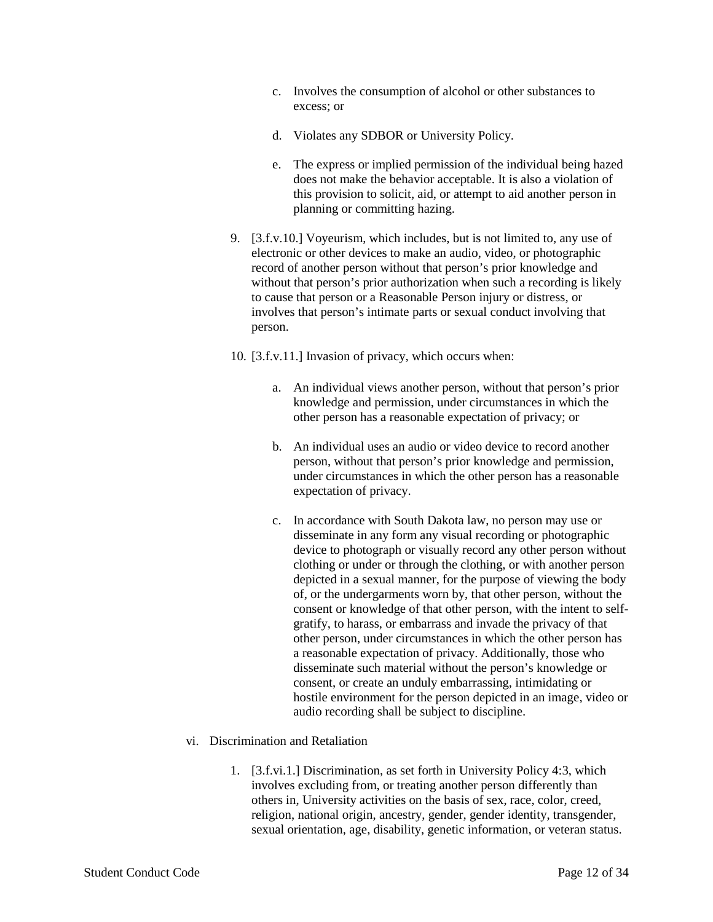c. Involves the consumption of alcohol or other substances to excess; or

d. Violates any SDBOR or University Policy.

e. The express or implied permission of the individual being hazed does not make the behavior acceptable. It is also a violation of this provision to solicit, aid, or attempt to aid another person in planning or committing hazing.

9. [3.f.v.10.] Voyeurism, which includes, but is not limited to, any use of electronic or other devices to make an audio, video, or photographic record of another person without that person's prior knowledge and without that person's prior authorization when such a recording is likely to cause that person or a Reasonable Person injury or distress, or involves that person's intimate parts or sexual conduct involving that person.

10. [3.f.v.11.] Invasion of privacy, which occurs when:

    a. An individual views another person, without that person's prior knowledge and permission, under circumstances in which the other person has a reasonable expectation of privacy; or

    b. An individual uses an audio or video device to record another person, without that person's prior knowledge and permission, under circumstances in which the other person has a reasonable expectation of privacy.

    c. In accordance with South Dakota law, no person may use or disseminate in any form any visual recording or photographic device to photograph or visually record any other person without clothing or under or through the clothing, or with another person depicted in a sexual manner, for the purpose of viewing the body of, or the undergarments worn by, that other person, without the consent or knowledge of that other person, with the intent to self-gratify, to harass, or embarrass and invade the privacy of that other person, under circumstances in which the other person has a reasonable expectation of privacy. Additionally, those who disseminate such material without the person's knowledge or consent, or create an unduly embarrassing, intimidating or hostile environment for the person depicted in an image, video or audio recording shall be subject to discipline.

vi. Discrimination and Retaliation

1. [3.f.vi.1.] Discrimination, as set forth in University Policy 4:3, which involves excluding from, or treating another person differently than others in, University activities on the basis of sex, race, color, creed, religion, national origin, ancestry, gender, gender identity, transgender, sexual orientation, age, disability, genetic information, or veteran status.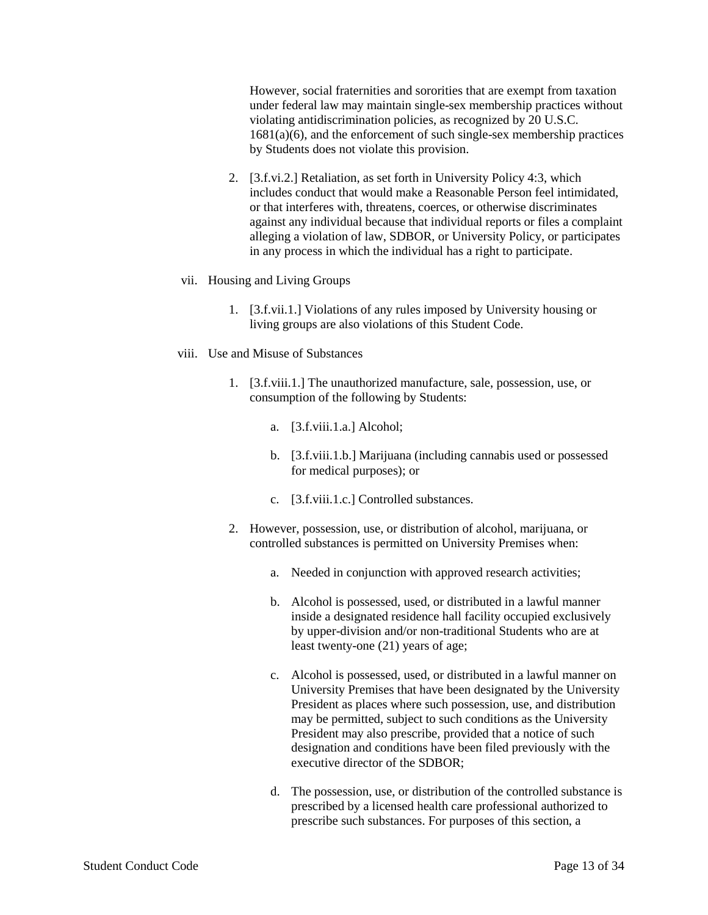However, social fraternities and sororities that are exempt from taxation under federal law may maintain single-sex membership practices without violating antidiscrimination policies, as recognized by 20 U.S.C. 1681(a)(6), and the enforcement of such single-sex membership practices by Students does not violate this provision.

2. [3.f.vi.2.] Retaliation, as set forth in University Policy 4:3, which includes conduct that would make a Reasonable Person feel intimidated, or that interferes with, threatens, coerces, or otherwise discriminates against any individual because that individual reports or files a complaint alleging a violation of law, SDBOR, or University Policy, or participates in any process in which the individual has a right to participate.

vii. Housing and Living Groups

1. [3.f.vii.1.] Violations of any rules imposed by University housing or living groups are also violations of this Student Code.

viii. Use and Misuse of Substances

1. [3.f.viii.1.] The unauthorized manufacture, sale, possession, use, or consumption of the following by Students:

   a. [3.f.viii.1.a.] Alcohol;

   b. [3.f.viii.1.b.] Marijuana (including cannabis used or possessed for medical purposes); or

   c. [3.f.viii.1.c.] Controlled substances.

2. However, possession, use, or distribution of alcohol, marijuana, or controlled substances is permitted on University Premises when:

   a. Needed in conjunction with approved research activities;

   b. Alcohol is possessed, used, or distributed in a lawful manner inside a designated residence hall facility occupied exclusively by upper-division and/or non-traditional Students who are at least twenty-one (21) years of age;

   c. Alcohol is possessed, used, or distributed in a lawful manner on University Premises that have been designated by the University President as places where such possession, use, and distribution may be permitted, subject to such conditions as the University President may also prescribe, provided that a notice of such designation and conditions have been filed previously with the executive director of the SDBOR;

   d. The possession, use, or distribution of the controlled substance is prescribed by a licensed health care professional authorized to prescribe such substances. For purposes of this section, a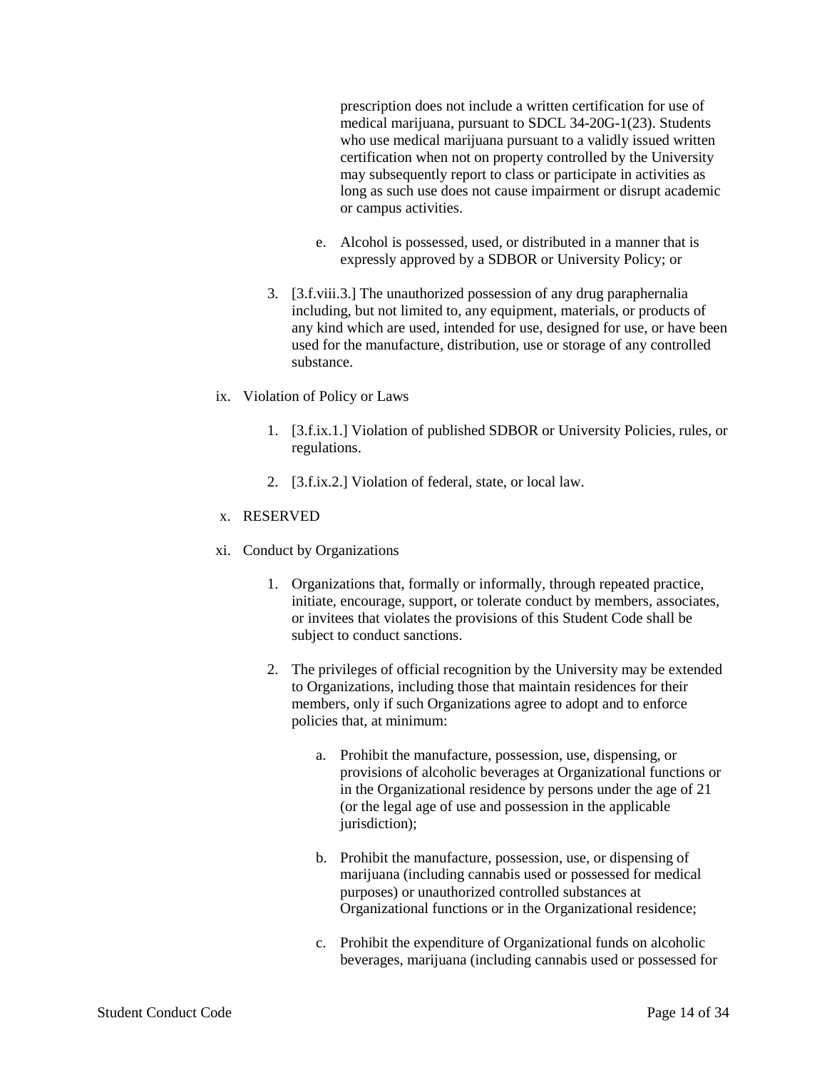prescription does not include a written certification for use of medical marijuana, pursuant to SDCL 34-20G-1(23). Students who use medical marijuana pursuant to a validly issued written certification when not on property controlled by the University may subsequently report to class or participate in activities as long as such use does not cause impairment or disrupt academic or campus activities.

   e. Alcohol is possessed, used, or distributed in a manner that is expressly approved by a SDBOR or University Policy; or

3. [3.f.viii.3.] The unauthorized possession of any drug paraphernalia including, but not limited to, any equipment, materials, or products of any kind which are used, intended for use, designed for use, or have been used for the manufacture, distribution, use or storage of any controlled substance.

ix. Violation of Policy or Laws

1. [3.f.ix.1.] Violation of published SDBOR or University Policies, rules, or regulations.

2. [3.f.ix.2.] Violation of federal, state, or local law.

x. RESERVED

xi. Conduct by Organizations

1. Organizations that, formally or informally, through repeated practice, initiate, encourage, support, or tolerate conduct by members, associates, or invitees that violates the provisions of this Student Code shall be subject to conduct sanctions.

2. The privileges of official recognition by the University may be extended to Organizations, including those that maintain residences for their members, only if such Organizations agree to adopt and to enforce policies that, at minimum:

   a. Prohibit the manufacture, possession, use, dispensing, or provisions of alcoholic beverages at Organizational functions or in the Organizational residence by persons under the age of 21 (or the legal age of use and possession in the applicable jurisdiction);

   b. Prohibit the manufacture, possession, use, or dispensing of marijuana (including cannabis used or possessed for medical purposes) or unauthorized controlled substances at Organizational functions or in the Organizational residence;

   c. Prohibit the expenditure of Organizational funds on alcoholic beverages, marijuana (including cannabis used or possessed for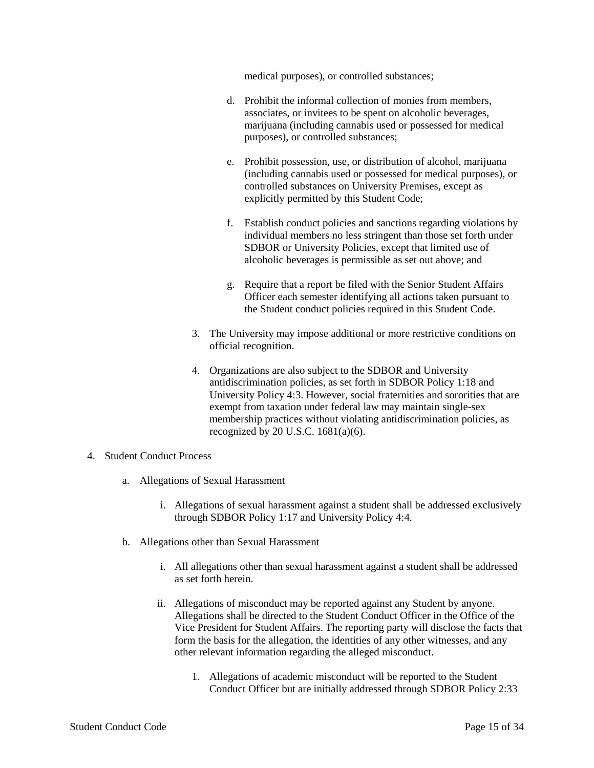medical purposes), or controlled substances;

d. Prohibit the informal collection of monies from members, associates, or invitees to be spent on alcoholic beverages, marijuana (including cannabis used or possessed for medical purposes), or controlled substances;

e. Prohibit possession, use, or distribution of alcohol, marijuana (including cannabis used or possessed for medical purposes), or controlled substances on University Premises, except as explicitly permitted by this Student Code;

f. Establish conduct policies and sanctions regarding violations by individual members no less stringent than those set forth under SDBOR or University Policies, except that limited use of alcoholic beverages is permissible as set out above; and

g. Require that a report be filed with the Senior Student Affairs Officer each semester identifying all actions taken pursuant to the Student conduct policies required in this Student Code.

3. The University may impose additional or more restrictive conditions on official recognition.

4. Organizations are also subject to the SDBOR and University antidiscrimination policies, as set forth in SDBOR Policy 1:18 and University Policy 4:3. However, social fraternities and sororities that are exempt from taxation under federal law may maintain single-sex membership practices without violating antidiscrimination policies, as recognized by 20 U.S.C. 1681(a)(6).

4. Student Conduct Process

a. Allegations of Sexual Harassment

i. Allegations of sexual harassment against a student shall be addressed exclusively through SDBOR Policy 1:17 and University Policy 4:4.

b. Allegations other than Sexual Harassment

i. All allegations other than sexual harassment against a student shall be addressed as set forth herein.

ii. Allegations of misconduct may be reported against any Student by anyone. Allegations shall be directed to the Student Conduct Officer in the Office of the Vice President for Student Affairs. The reporting party will disclose the facts that form the basis for the allegation, the identities of any other witnesses, and any other relevant information regarding the alleged misconduct.

1. Allegations of academic misconduct will be reported to the Student Conduct Officer but are initially addressed through SDBOR Policy 2:33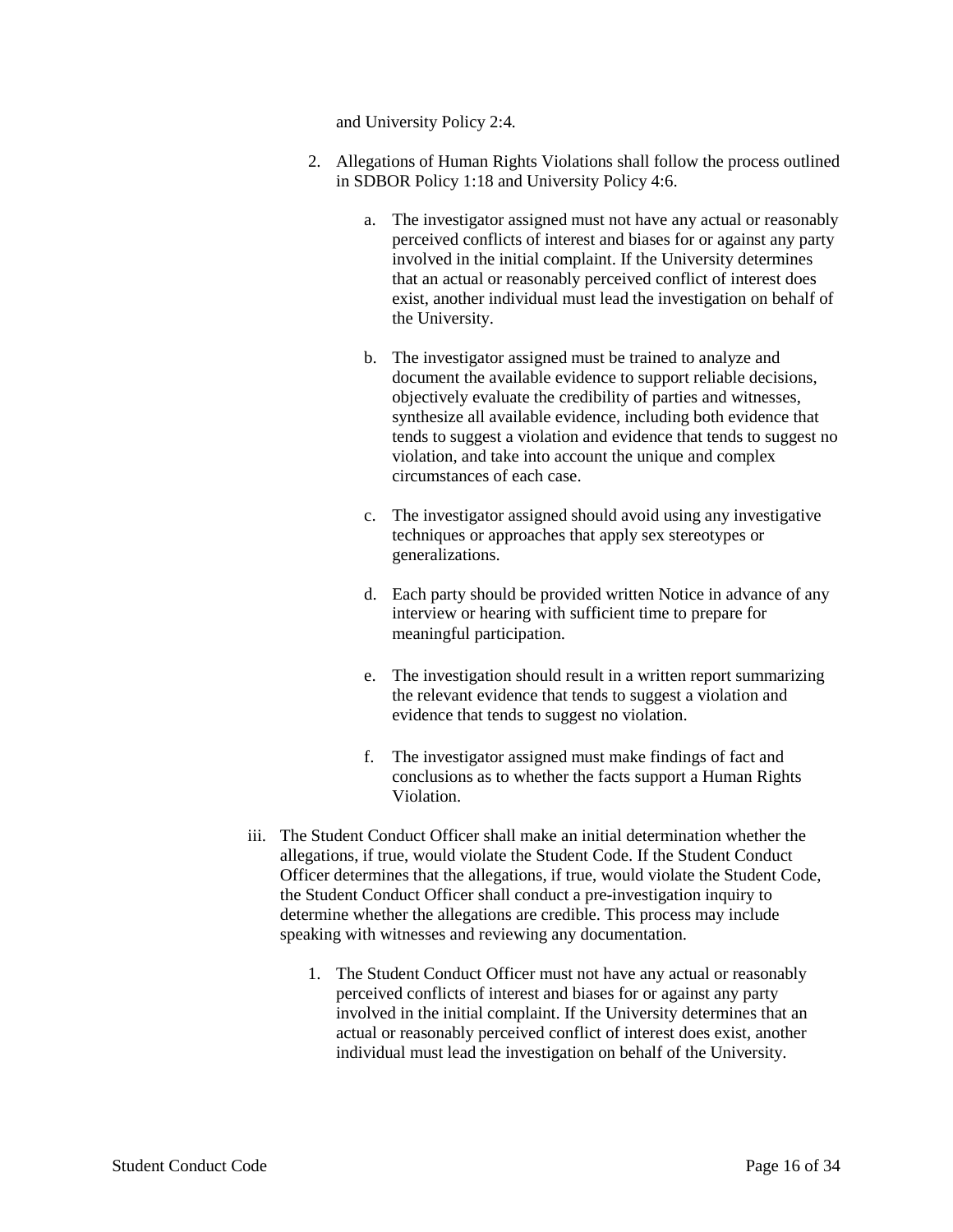and University Policy 2:4.

2. Allegations of Human Rights Violations shall follow the process outlined in SDBOR Policy 1:18 and University Policy 4:6.

    a. The investigator assigned must not have any actual or reasonably perceived conflicts of interest and biases for or against any party involved in the initial complaint. If the University determines that an actual or reasonably perceived conflict of interest does exist, another individual must lead the investigation on behalf of the University.

    b. The investigator assigned must be trained to analyze and document the available evidence to support reliable decisions, objectively evaluate the credibility of parties and witnesses, synthesize all available evidence, including both evidence that tends to suggest a violation and evidence that tends to suggest no violation, and take into account the unique and complex circumstances of each case.

    c. The investigator assigned should avoid using any investigative techniques or approaches that apply sex stereotypes or generalizations.

    d. Each party should be provided written Notice in advance of any interview or hearing with sufficient time to prepare for meaningful participation.

    e. The investigation should result in a written report summarizing the relevant evidence that tends to suggest a violation and evidence that tends to suggest no violation.

    f. The investigator assigned must make findings of fact and conclusions as to whether the facts support a Human Rights Violation.

iii. The Student Conduct Officer shall make an initial determination whether the allegations, if true, would violate the Student Code. If the Student Conduct Officer determines that the allegations, if true, would violate the Student Code, the Student Conduct Officer shall conduct a pre-investigation inquiry to determine whether the allegations are credible. This process may include speaking with witnesses and reviewing any documentation.

1. The Student Conduct Officer must not have any actual or reasonably perceived conflicts of interest and biases for or against any party involved in the initial complaint. If the University determines that an actual or reasonably perceived conflict of interest does exist, another individual must lead the investigation on behalf of the University.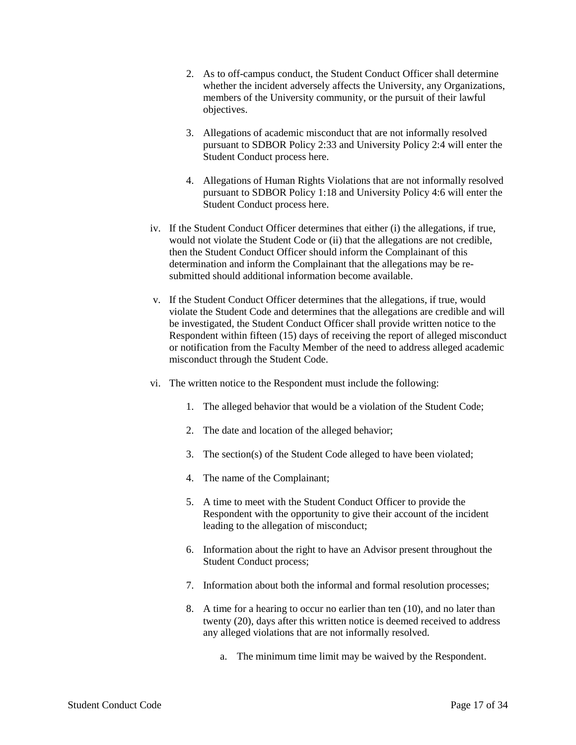2. As to off-campus conduct, the Student Conduct Officer shall determine whether the incident adversely affects the University, any Organizations, members of the University community, or the pursuit of their lawful objectives.

3. Allegations of academic misconduct that are not informally resolved pursuant to SDBOR Policy 2:33 and University Policy 2:4 will enter the Student Conduct process here.

4. Allegations of Human Rights Violations that are not informally resolved pursuant to SDBOR Policy 1:18 and University Policy 4:6 will enter the Student Conduct process here.

iv. If the Student Conduct Officer determines that either (i) the allegations, if true, would not violate the Student Code or (ii) that the allegations are not credible, then the Student Conduct Officer should inform the Complainant of this determination and inform the Complainant that the allegations may be re-submitted should additional information become available.

v. If the Student Conduct Officer determines that the allegations, if true, would violate the Student Code and determines that the allegations are credible and will be investigated, the Student Conduct Officer shall provide written notice to the Respondent within fifteen (15) days of receiving the report of alleged misconduct or notification from the Faculty Member of the need to address alleged academic misconduct through the Student Code.

vi. The written notice to the Respondent must include the following:

1. The alleged behavior that would be a violation of the Student Code;

2. The date and location of the alleged behavior;

3. The section(s) of the Student Code alleged to have been violated;

4. The name of the Complainant;

5. A time to meet with the Student Conduct Officer to provide the Respondent with the opportunity to give their account of the incident leading to the allegation of misconduct;

6. Information about the right to have an Advisor present throughout the Student Conduct process;

7. Information about both the informal and formal resolution processes;

8. A time for a hearing to occur no earlier than ten (10), and no later than twenty (20), days after this written notice is deemed received to address any alleged violations that are not informally resolved.

   a. The minimum time limit may be waived by the Respondent.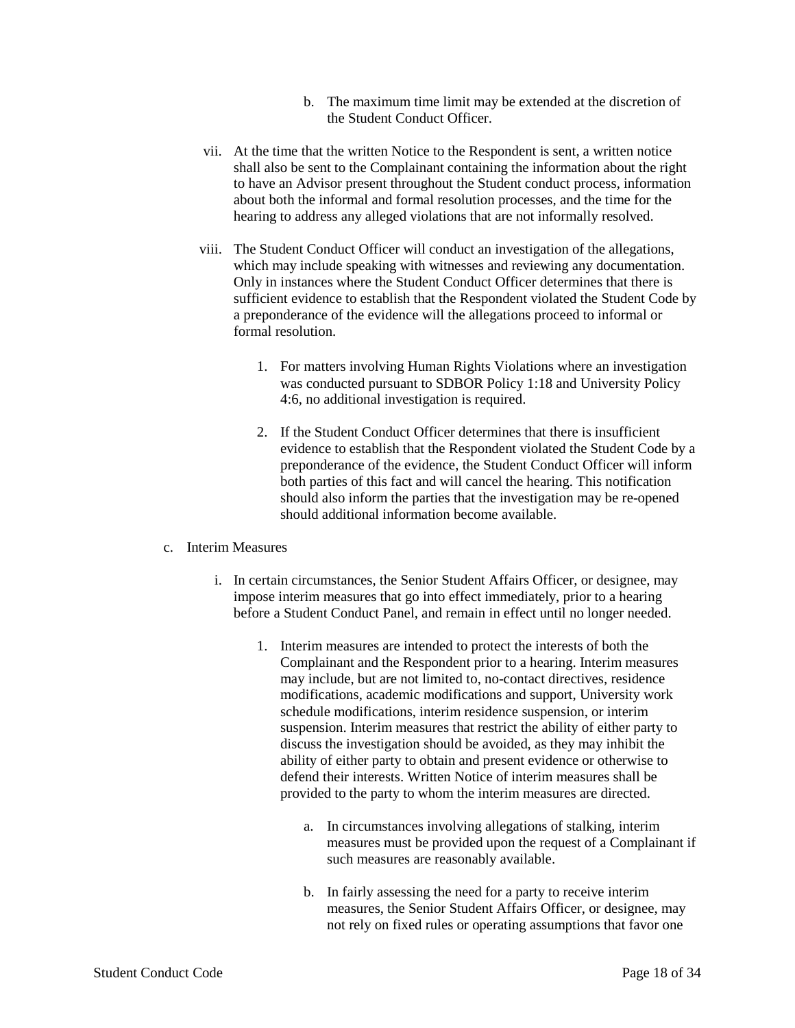b. The maximum time limit may be extended at the discretion of the Student Conduct Officer.

vii. At the time that the written Notice to the Respondent is sent, a written notice shall also be sent to the Complainant containing the information about the right to have an Advisor present throughout the Student conduct process, information about both the informal and formal resolution processes, and the time for the hearing to address any alleged violations that are not informally resolved.

viii. The Student Conduct Officer will conduct an investigation of the allegations, which may include speaking with witnesses and reviewing any documentation. Only in instances where the Student Conduct Officer determines that there is sufficient evidence to establish that the Respondent violated the Student Code by a preponderance of the evidence will the allegations proceed to informal or formal resolution.

1. For matters involving Human Rights Violations where an investigation was conducted pursuant to SDBOR Policy 1:18 and University Policy 4:6, no additional investigation is required.

2. If the Student Conduct Officer determines that there is insufficient evidence to establish that the Respondent violated the Student Code by a preponderance of the evidence, the Student Conduct Officer will inform both parties of this fact and will cancel the hearing. This notification should also inform the parties that the investigation may be re-opened should additional information become available.

c. Interim Measures

i. In certain circumstances, the Senior Student Affairs Officer, or designee, may impose interim measures that go into effect immediately, prior to a hearing before a Student Conduct Panel, and remain in effect until no longer needed.

1. Interim measures are intended to protect the interests of both the Complainant and the Respondent prior to a hearing. Interim measures may include, but are not limited to, no-contact directives, residence modifications, academic modifications and support, University work schedule modifications, interim residence suspension, or interim suspension. Interim measures that restrict the ability of either party to discuss the investigation should be avoided, as they may inhibit the ability of either party to obtain and present evidence or otherwise to defend their interests. Written Notice of interim measures shall be provided to the party to whom the interim measures are directed.

a. In circumstances involving allegations of stalking, interim measures must be provided upon the request of a Complainant if such measures are reasonably available.

b. In fairly assessing the need for a party to receive interim measures, the Senior Student Affairs Officer, or designee, may not rely on fixed rules or operating assumptions that favor one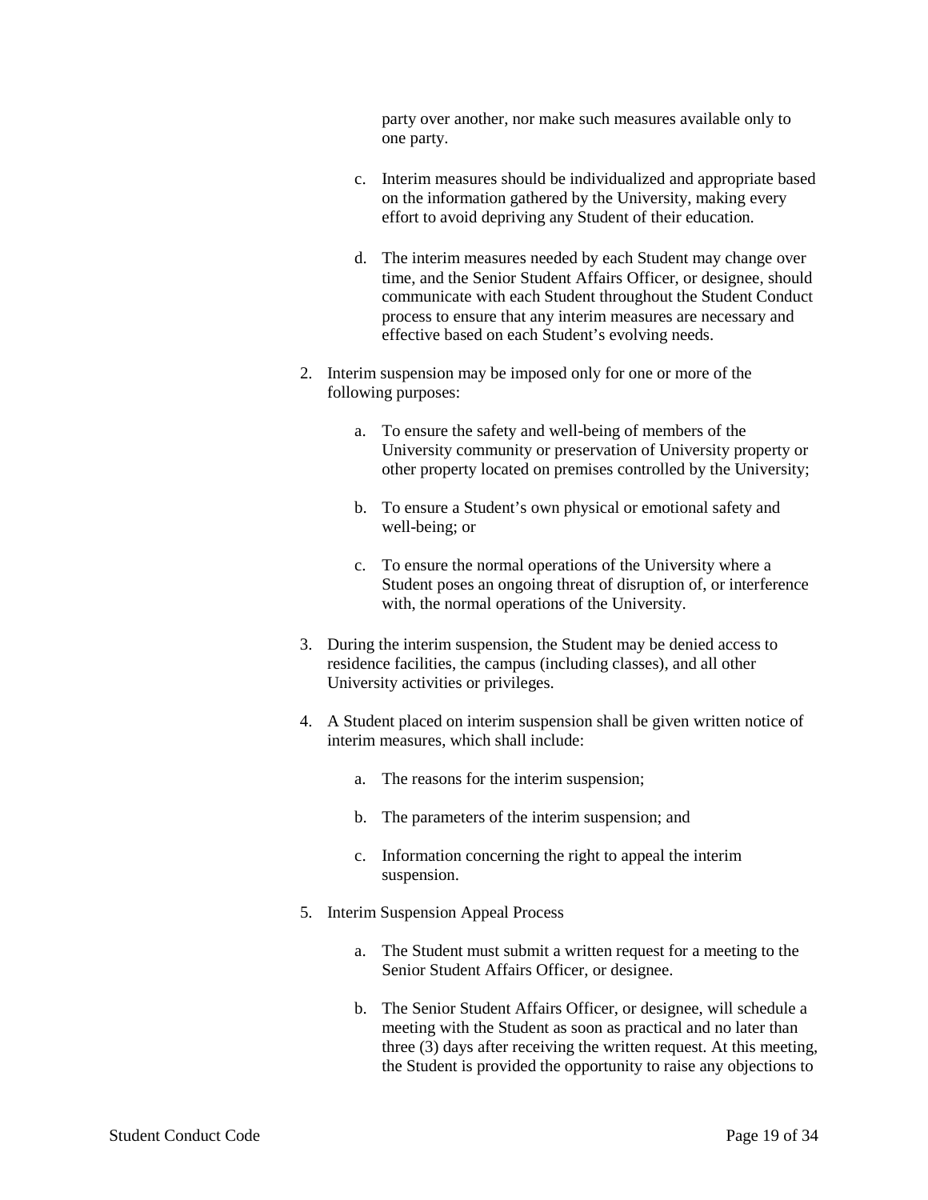party over another, nor make such measures available only to one party.

   c. Interim measures should be individualized and appropriate based on the information gathered by the University, making every effort to avoid depriving any Student of their education.

   d. The interim measures needed by each Student may change over time, and the Senior Student Affairs Officer, or designee, should communicate with each Student throughout the Student Conduct process to ensure that any interim measures are necessary and effective based on each Student's evolving needs.

2. Interim suspension may be imposed only for one or more of the following purposes:

   a. To ensure the safety and well-being of members of the University community or preservation of University property or other property located on premises controlled by the University;

   b. To ensure a Student's own physical or emotional safety and well-being; or

   c. To ensure the normal operations of the University where a Student poses an ongoing threat of disruption of, or interference with, the normal operations of the University.

3. During the interim suspension, the Student may be denied access to residence facilities, the campus (including classes), and all other University activities or privileges.

4. A Student placed on interim suspension shall be given written notice of interim measures, which shall include:

   a. The reasons for the interim suspension;

   b. The parameters of the interim suspension; and

   c. Information concerning the right to appeal the interim suspension.

5. Interim Suspension Appeal Process

   a. The Student must submit a written request for a meeting to the Senior Student Affairs Officer, or designee.

   b. The Senior Student Affairs Officer, or designee, will schedule a meeting with the Student as soon as practical and no later than three (3) days after receiving the written request. At this meeting, the Student is provided the opportunity to raise any objections to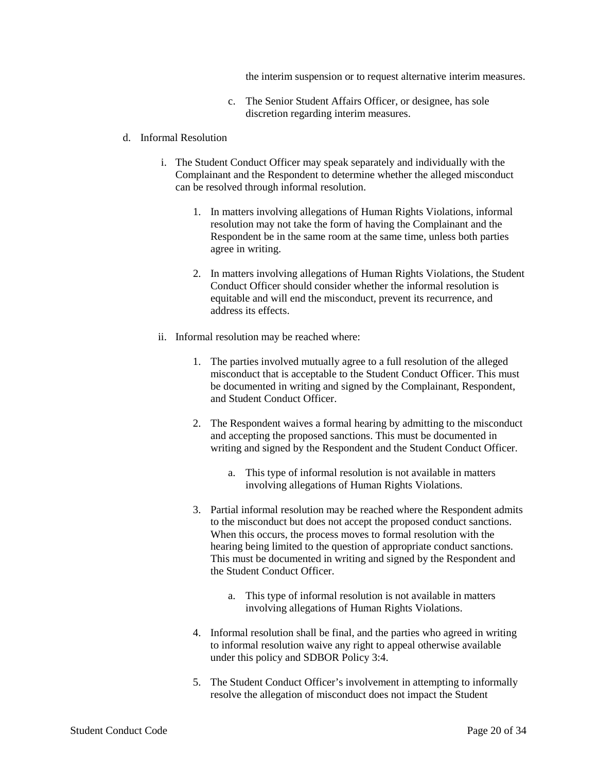the interim suspension or to request alternative interim measures.

c. The Senior Student Affairs Officer, or designee, has sole discretion regarding interim measures.

d. Informal Resolution

   i. The Student Conduct Officer may speak separately and individually with the Complainant and the Respondent to determine whether the alleged misconduct can be resolved through informal resolution.

      1. In matters involving allegations of Human Rights Violations, informal resolution may not take the form of having the Complainant and the Respondent be in the same room at the same time, unless both parties agree in writing.

      2. In matters involving allegations of Human Rights Violations, the Student Conduct Officer should consider whether the informal resolution is equitable and will end the misconduct, prevent its recurrence, and address its effects.

   ii. Informal resolution may be reached where:

      1. The parties involved mutually agree to a full resolution of the alleged misconduct that is acceptable to the Student Conduct Officer. This must be documented in writing and signed by the Complainant, Respondent, and Student Conduct Officer.

      2. The Respondent waives a formal hearing by admitting to the misconduct and accepting the proposed sanctions. This must be documented in writing and signed by the Respondent and the Student Conduct Officer.

         a. This type of informal resolution is not available in matters involving allegations of Human Rights Violations.

      3. Partial informal resolution may be reached where the Respondent admits to the misconduct but does not accept the proposed conduct sanctions. When this occurs, the process moves to formal resolution with the hearing being limited to the question of appropriate conduct sanctions. This must be documented in writing and signed by the Respondent and the Student Conduct Officer.

         a. This type of informal resolution is not available in matters involving allegations of Human Rights Violations.

      4. Informal resolution shall be final, and the parties who agreed in writing to informal resolution waive any right to appeal otherwise available under this policy and SDBOR Policy 3:4.

      5. The Student Conduct Officer's involvement in attempting to informally resolve the allegation of misconduct does not impact the Student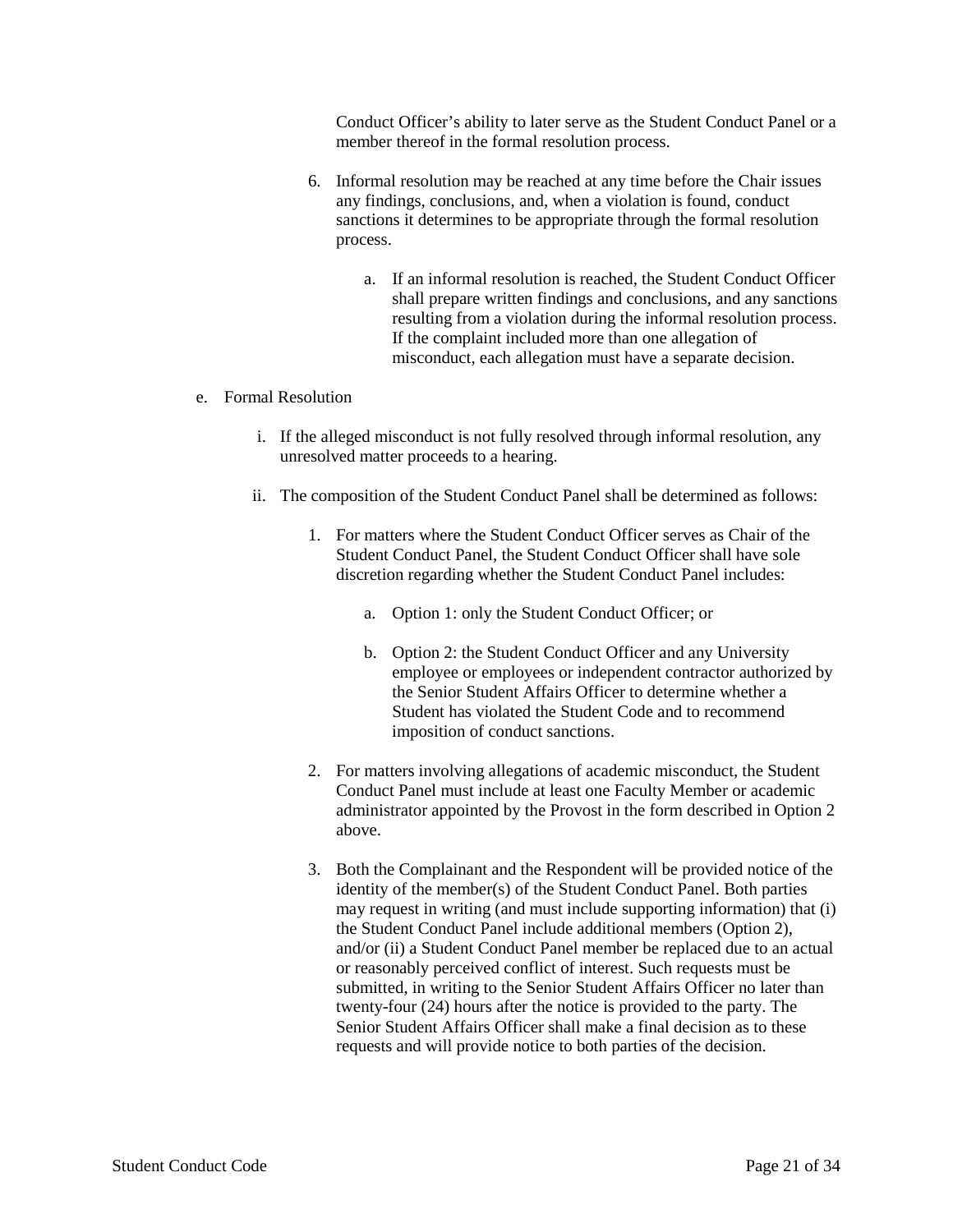Conduct Officer's ability to later serve as the Student Conduct Panel or a member thereof in the formal resolution process.

6. Informal resolution may be reached at any time before the Chair issues any findings, conclusions, and, when a violation is found, conduct sanctions it determines to be appropriate through the formal resolution process.

    a. If an informal resolution is reached, the Student Conduct Officer shall prepare written findings and conclusions, and any sanctions resulting from a violation during the informal resolution process. If the complaint included more than one allegation of misconduct, each allegation must have a separate decision.

e. Formal Resolution

    i. If the alleged misconduct is not fully resolved through informal resolution, any unresolved matter proceeds to a hearing.

    ii. The composition of the Student Conduct Panel shall be determined as follows:

        1. For matters where the Student Conduct Officer serves as Chair of the Student Conduct Panel, the Student Conduct Officer shall have sole discretion regarding whether the Student Conduct Panel includes:

            a. Option 1: only the Student Conduct Officer; or

            b. Option 2: the Student Conduct Officer and any University employee or employees or independent contractor authorized by the Senior Student Affairs Officer to determine whether a Student has violated the Student Code and to recommend imposition of conduct sanctions.

        2. For matters involving allegations of academic misconduct, the Student Conduct Panel must include at least one Faculty Member or academic administrator appointed by the Provost in the form described in Option 2 above.

        3. Both the Complainant and the Respondent will be provided notice of the identity of the member(s) of the Student Conduct Panel. Both parties may request in writing (and must include supporting information) that (i) the Student Conduct Panel include additional members (Option 2), and/or (ii) a Student Conduct Panel member be replaced due to an actual or reasonably perceived conflict of interest. Such requests must be submitted, in writing to the Senior Student Affairs Officer no later than twenty-four (24) hours after the notice is provided to the party. The Senior Student Affairs Officer shall make a final decision as to these requests and will provide notice to both parties of the decision.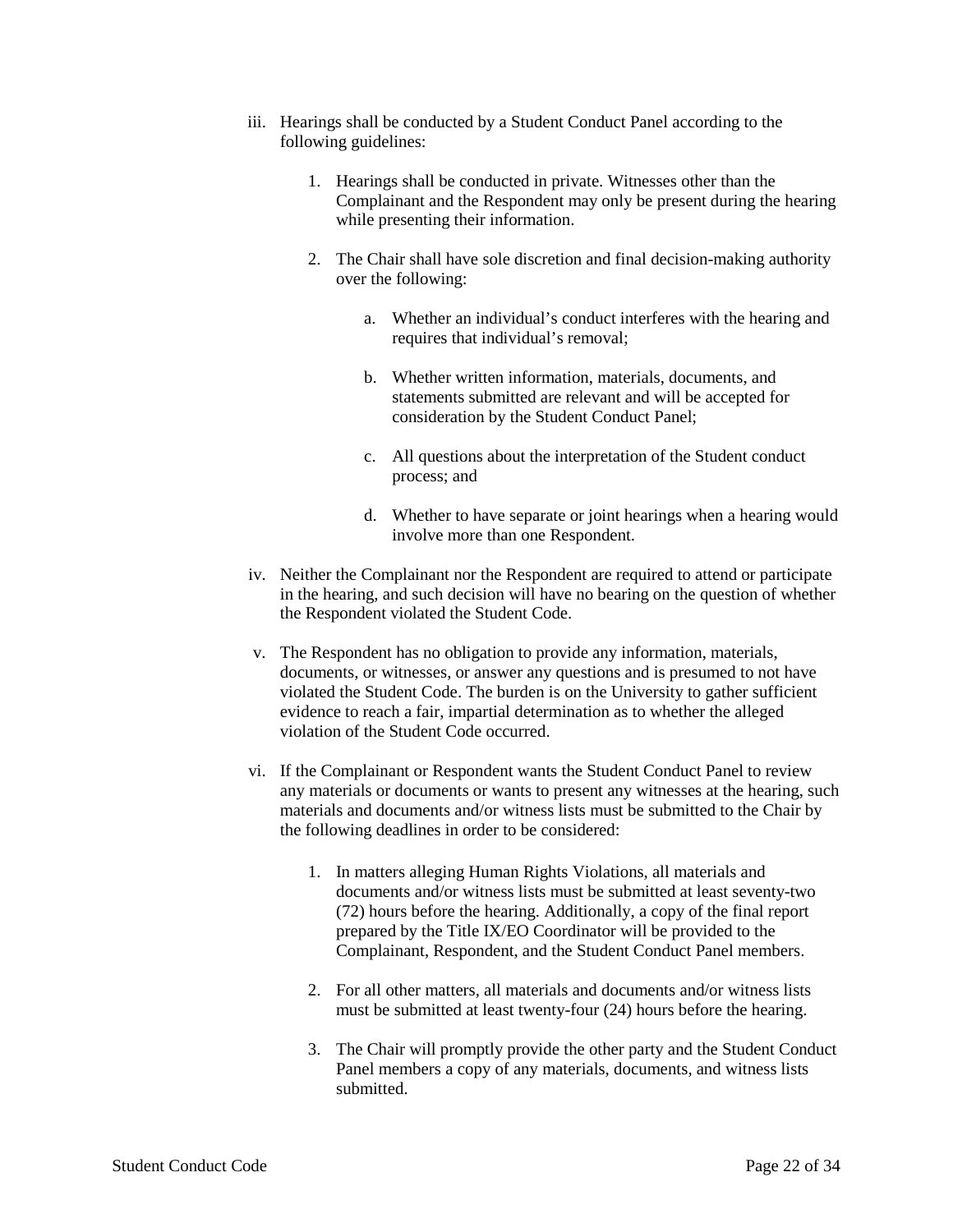iii. Hearings shall be conducted by a Student Conduct Panel according to the following guidelines:

   1. Hearings shall be conducted in private. Witnesses other than the Complainant and the Respondent may only be present during the hearing while presenting their information.

   2. The Chair shall have sole discretion and final decision-making authority over the following:

      a. Whether an individual's conduct interferes with the hearing and requires that individual's removal;

      b. Whether written information, materials, documents, and statements submitted are relevant and will be accepted for consideration by the Student Conduct Panel;

      c. All questions about the interpretation of the Student conduct process; and

      d. Whether to have separate or joint hearings when a hearing would involve more than one Respondent.

iv. Neither the Complainant nor the Respondent are required to attend or participate in the hearing, and such decision will have no bearing on the question of whether the Respondent violated the Student Code.

v. The Respondent has no obligation to provide any information, materials, documents, or witnesses, or answer any questions and is presumed to not have violated the Student Code. The burden is on the University to gather sufficient evidence to reach a fair, impartial determination as to whether the alleged violation of the Student Code occurred.

vi. If the Complainant or Respondent wants the Student Conduct Panel to review any materials or documents or wants to present any witnesses at the hearing, such materials and documents and/or witness lists must be submitted to the Chair by the following deadlines in order to be considered:

   1. In matters alleging Human Rights Violations, all materials and documents and/or witness lists must be submitted at least seventy-two (72) hours before the hearing. Additionally, a copy of the final report prepared by the Title IX/EO Coordinator will be provided to the Complainant, Respondent, and the Student Conduct Panel members.

   2. For all other matters, all materials and documents and/or witness lists must be submitted at least twenty-four (24) hours before the hearing.

   3. The Chair will promptly provide the other party and the Student Conduct Panel members a copy of any materials, documents, and witness lists submitted.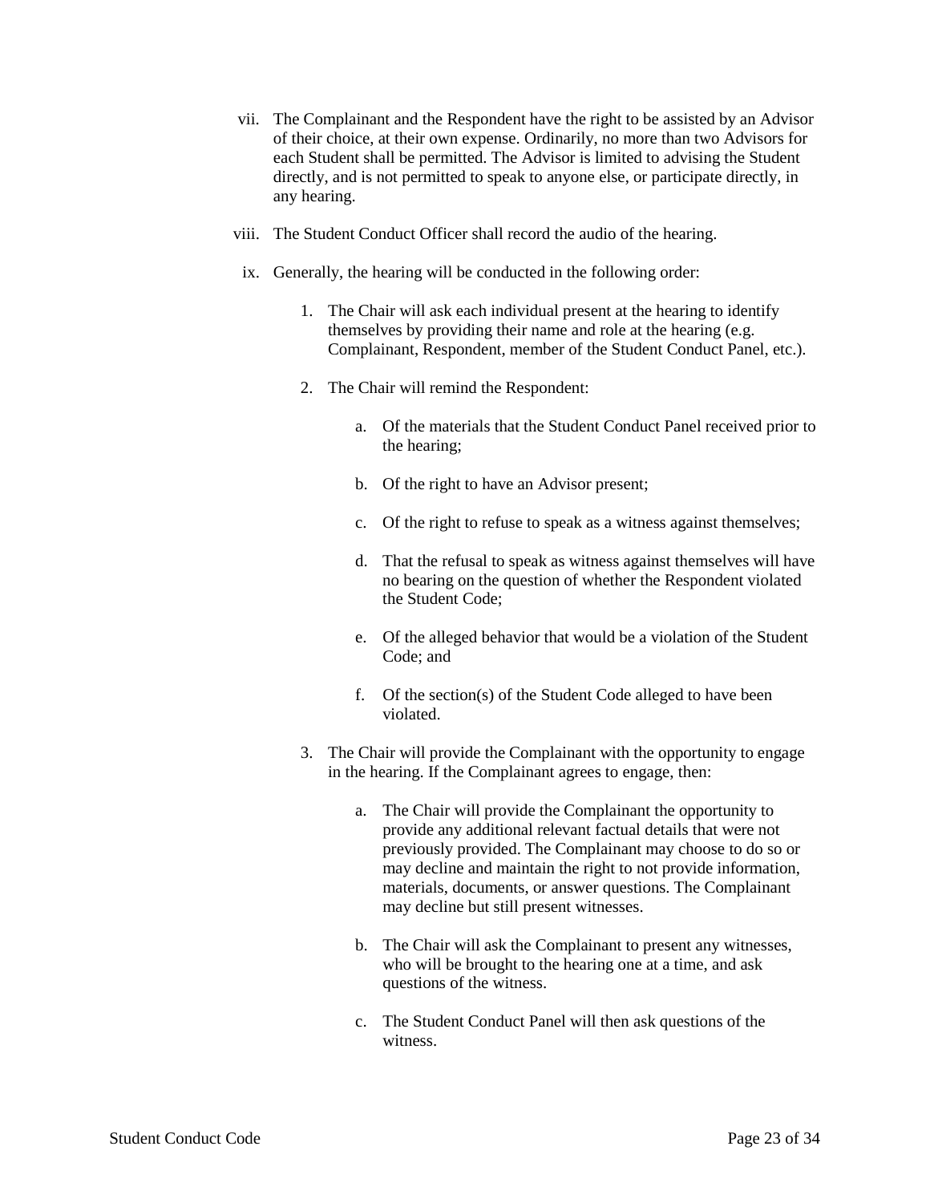vii. The Complainant and the Respondent have the right to be assisted by an Advisor of their choice, at their own expense. Ordinarily, no more than two Advisors for each Student shall be permitted. The Advisor is limited to advising the Student directly, and is not permitted to speak to anyone else, or participate directly, in any hearing.

viii. The Student Conduct Officer shall record the audio of the hearing.

ix. Generally, the hearing will be conducted in the following order:

   1. The Chair will ask each individual present at the hearing to identify themselves by providing their name and role at the hearing (e.g. Complainant, Respondent, member of the Student Conduct Panel, etc.).

   2. The Chair will remind the Respondent:

      a. Of the materials that the Student Conduct Panel received prior to the hearing;

      b. Of the right to have an Advisor present;

      c. Of the right to refuse to speak as a witness against themselves;

      d. That the refusal to speak as witness against themselves will have no bearing on the question of whether the Respondent violated the Student Code;

      e. Of the alleged behavior that would be a violation of the Student Code; and

      f. Of the section(s) of the Student Code alleged to have been violated.

   3. The Chair will provide the Complainant with the opportunity to engage in the hearing. If the Complainant agrees to engage, then:

      a. The Chair will provide the Complainant the opportunity to provide any additional relevant factual details that were not previously provided. The Complainant may choose to do so or may decline and maintain the right to not provide information, materials, documents, or answer questions. The Complainant may decline but still present witnesses.

      b. The Chair will ask the Complainant to present any witnesses, who will be brought to the hearing one at a time, and ask questions of the witness.

      c. The Student Conduct Panel will then ask questions of the witness.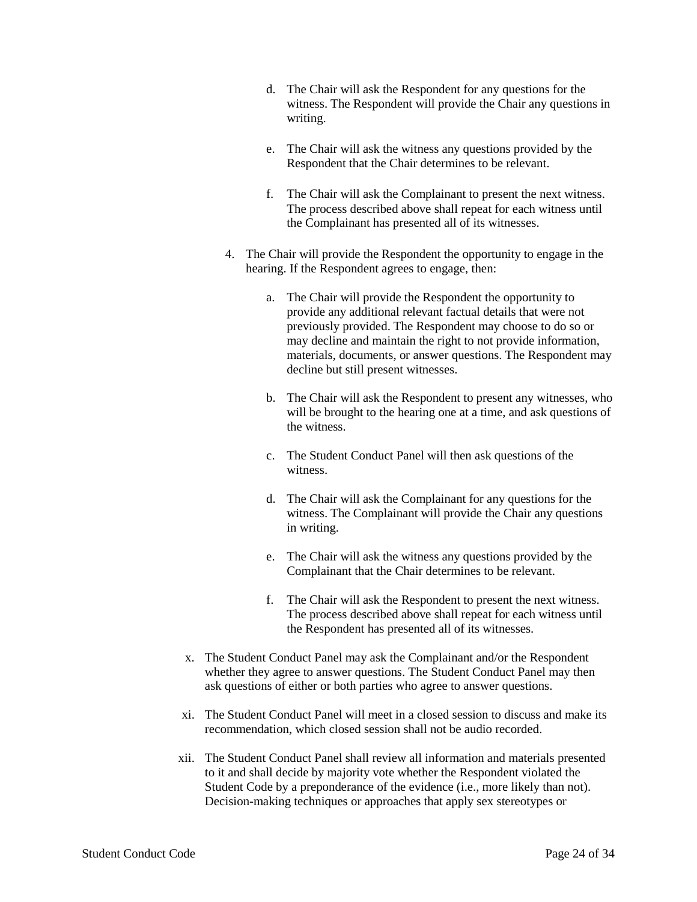d. The Chair will ask the Respondent for any questions for the witness. The Respondent will provide the Chair any questions in writing.

e. The Chair will ask the witness any questions provided by the Respondent that the Chair determines to be relevant.

f. The Chair will ask the Complainant to present the next witness. The process described above shall repeat for each witness until the Complainant has presented all of its witnesses.

4. The Chair will provide the Respondent the opportunity to engage in the hearing. If the Respondent agrees to engage, then:

   a. The Chair will provide the Respondent the opportunity to provide any additional relevant factual details that were not previously provided. The Respondent may choose to do so or may decline and maintain the right to not provide information, materials, documents, or answer questions. The Respondent may decline but still present witnesses.

   b. The Chair will ask the Respondent to present any witnesses, who will be brought to the hearing one at a time, and ask questions of the witness.

   c. The Student Conduct Panel will then ask questions of the witness.

   d. The Chair will ask the Complainant for any questions for the witness. The Complainant will provide the Chair any questions in writing.

   e. The Chair will ask the witness any questions provided by the Complainant that the Chair determines to be relevant.

   f. The Chair will ask the Respondent to present the next witness. The process described above shall repeat for each witness until the Respondent has presented all of its witnesses.

x. The Student Conduct Panel may ask the Complainant and/or the Respondent whether they agree to answer questions. The Student Conduct Panel may then ask questions of either or both parties who agree to answer questions.

xi. The Student Conduct Panel will meet in a closed session to discuss and make its recommendation, which closed session shall not be audio recorded.

xii. The Student Conduct Panel shall review all information and materials presented to it and shall decide by majority vote whether the Respondent violated the Student Code by a preponderance of the evidence (i.e., more likely than not). Decision-making techniques or approaches that apply sex stereotypes or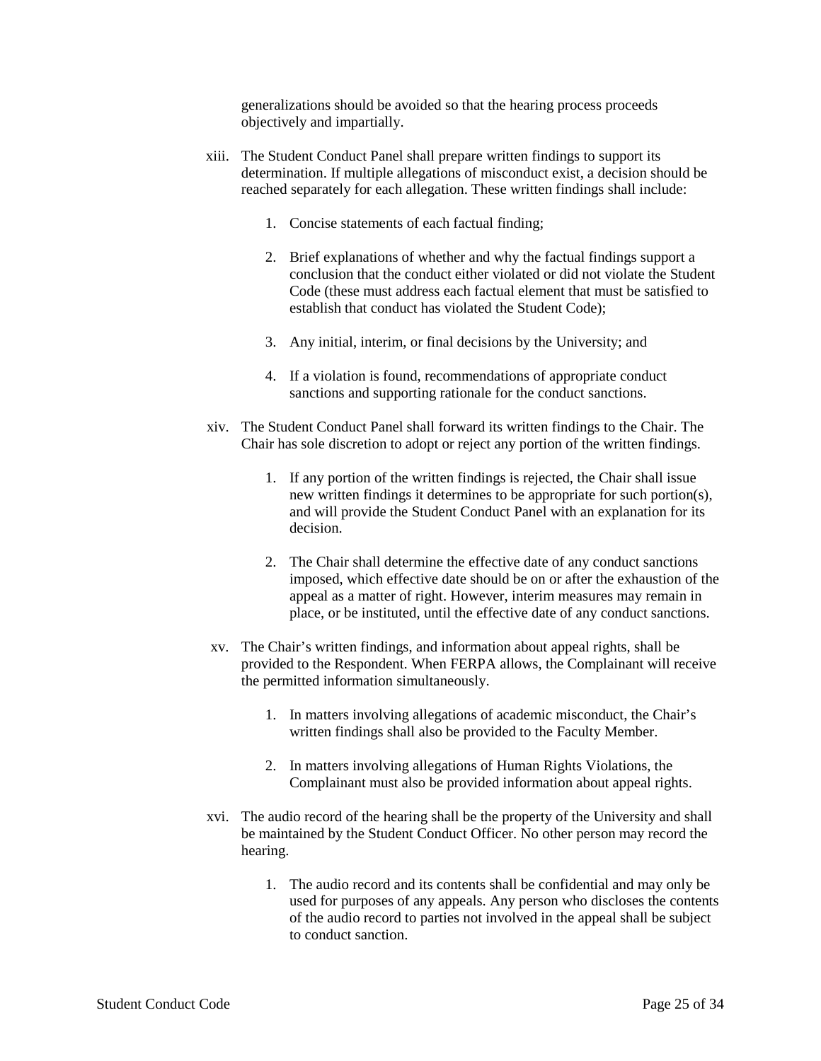generalizations should be avoided so that the hearing process proceeds objectively and impartially.

xiii. The Student Conduct Panel shall prepare written findings to support its determination. If multiple allegations of misconduct exist, a decision should be reached separately for each allegation. These written findings shall include:

   1. Concise statements of each factual finding;

   2. Brief explanations of whether and why the factual findings support a conclusion that the conduct either violated or did not violate the Student Code (these must address each factual element that must be satisfied to establish that conduct has violated the Student Code);

   3. Any initial, interim, or final decisions by the University; and

   4. If a violation is found, recommendations of appropriate conduct sanctions and supporting rationale for the conduct sanctions.

xiv. The Student Conduct Panel shall forward its written findings to the Chair. The Chair has sole discretion to adopt or reject any portion of the written findings.

   1. If any portion of the written findings is rejected, the Chair shall issue new written findings it determines to be appropriate for such portion(s), and will provide the Student Conduct Panel with an explanation for its decision.

   2. The Chair shall determine the effective date of any conduct sanctions imposed, which effective date should be on or after the exhaustion of the appeal as a matter of right. However, interim measures may remain in place, or be instituted, until the effective date of any conduct sanctions.

xv. The Chair's written findings, and information about appeal rights, shall be provided to the Respondent. When FERPA allows, the Complainant will receive the permitted information simultaneously.

   1. In matters involving allegations of academic misconduct, the Chair's written findings shall also be provided to the Faculty Member.

   2. In matters involving allegations of Human Rights Violations, the Complainant must also be provided information about appeal rights.

xvi. The audio record of the hearing shall be the property of the University and shall be maintained by the Student Conduct Officer. No other person may record the hearing.

   1. The audio record and its contents shall be confidential and may only be used for purposes of any appeals. Any person who discloses the contents of the audio record to parties not involved in the appeal shall be subject to conduct sanction.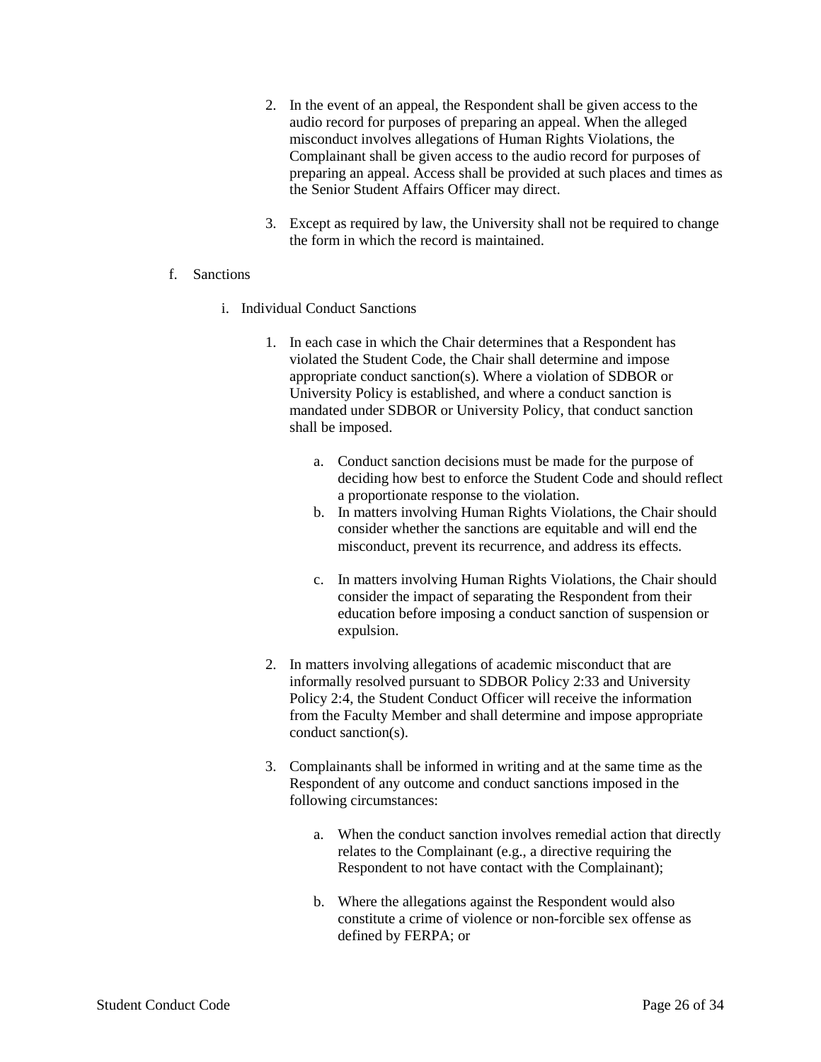2. In the event of an appeal, the Respondent shall be given access to the audio record for purposes of preparing an appeal. When the alleged misconduct involves allegations of Human Rights Violations, the Complainant shall be given access to the audio record for purposes of preparing an appeal. Access shall be provided at such places and times as the Senior Student Affairs Officer may direct.

3. Except as required by law, the University shall not be required to change the form in which the record is maintained.

f. Sanctions

i. Individual Conduct Sanctions

1. In each case in which the Chair determines that a Respondent has violated the Student Code, the Chair shall determine and impose appropriate conduct sanction(s). Where a violation of SDBOR or University Policy is established, and where a conduct sanction is mandated under SDBOR or University Policy, that conduct sanction shall be imposed.

   a. Conduct sanction decisions must be made for the purpose of deciding how best to enforce the Student Code and should reflect a proportionate response to the violation.
   b. In matters involving Human Rights Violations, the Chair should consider whether the sanctions are equitable and will end the misconduct, prevent its recurrence, and address its effects.

   c. In matters involving Human Rights Violations, the Chair should consider the impact of separating the Respondent from their education before imposing a conduct sanction of suspension or expulsion.

2. In matters involving allegations of academic misconduct that are informally resolved pursuant to SDBOR Policy 2:33 and University Policy 2:4, the Student Conduct Officer will receive the information from the Faculty Member and shall determine and impose appropriate conduct sanction(s).

3. Complainants shall be informed in writing and at the same time as the Respondent of any outcome and conduct sanctions imposed in the following circumstances:

   a. When the conduct sanction involves remedial action that directly relates to the Complainant (e.g., a directive requiring the Respondent to not have contact with the Complainant);

   b. Where the allegations against the Respondent would also constitute a crime of violence or non-forcible sex offense as defined by FERPA; or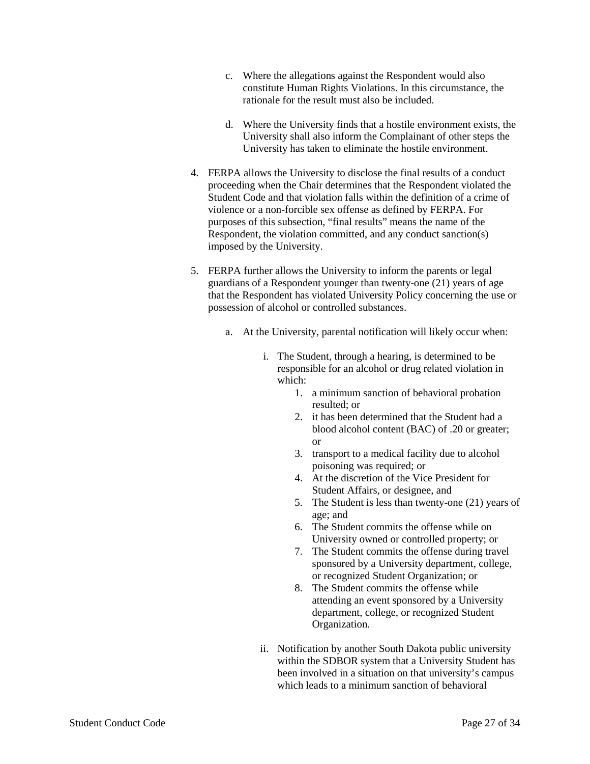c. Where the allegations against the Respondent would also constitute Human Rights Violations. In this circumstance, the rationale for the result must also be included.

   d. Where the University finds that a hostile environment exists, the University shall also inform the Complainant of other steps the University has taken to eliminate the hostile environment.

4. FERPA allows the University to disclose the final results of a conduct proceeding when the Chair determines that the Respondent violated the Student Code and that violation falls within the definition of a crime of violence or a non-forcible sex offense as defined by FERPA. For purposes of this subsection, "final results" means the name of the Respondent, the violation committed, and any conduct sanction(s) imposed by the University.

5. FERPA further allows the University to inform the parents or legal guardians of a Respondent younger than twenty-one (21) years of age that the Respondent has violated University Policy concerning the use or possession of alcohol or controlled substances.

   a. At the University, parental notification will likely occur when:

      i. The Student, through a hearing, is determined to be responsible for an alcohol or drug related violation in which:
         1. a minimum sanction of behavioral probation resulted; or
         2. it has been determined that the Student had a blood alcohol content (BAC) of .20 or greater; or
         3. transport to a medical facility due to alcohol poisoning was required; or
         4. At the discretion of the Vice President for Student Affairs, or designee, and
         5. The Student is less than twenty-one (21) years of age; and
         6. The Student commits the offense while on University owned or controlled property; or
         7. The Student commits the offense during travel sponsored by a University department, college, or recognized Student Organization; or
         8. The Student commits the offense while attending an event sponsored by a University department, college, or recognized Student Organization.

      ii. Notification by another South Dakota public university within the SDBOR system that a University Student has been involved in a situation on that university's campus which leads to a minimum sanction of behavioral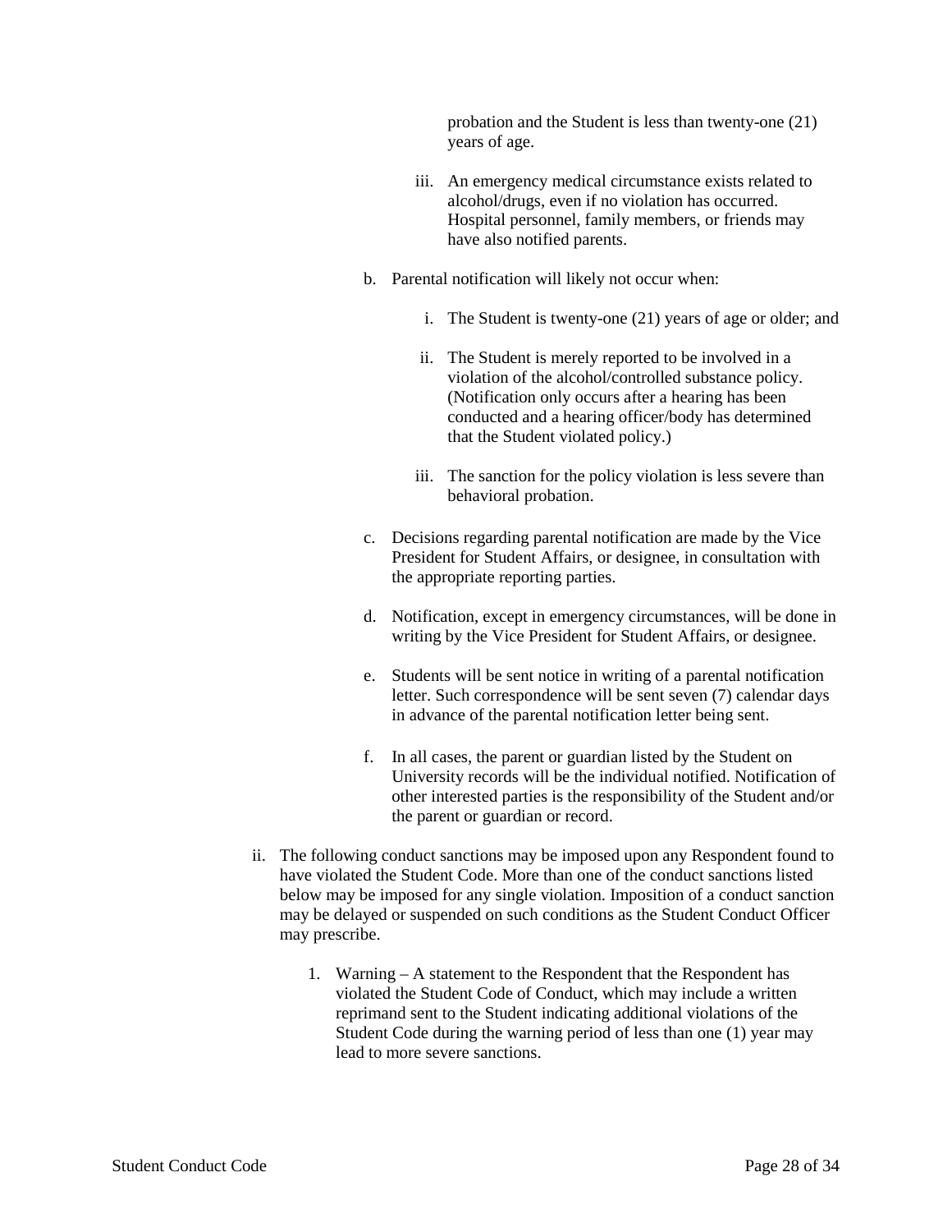probation and the Student is less than twenty-one (21) years of age.

iii. An emergency medical circumstance exists related to alcohol/drugs, even if no violation has occurred. Hospital personnel, family members, or friends may have also notified parents.

b. Parental notification will likely not occur when:

   i. The Student is twenty-one (21) years of age or older; and

   ii. The Student is merely reported to be involved in a violation of the alcohol/controlled substance policy. (Notification only occurs after a hearing has been conducted and a hearing officer/body has determined that the Student violated policy.)

   iii. The sanction for the policy violation is less severe than behavioral probation.

c. Decisions regarding parental notification are made by the Vice President for Student Affairs, or designee, in consultation with the appropriate reporting parties.

d. Notification, except in emergency circumstances, will be done in writing by the Vice President for Student Affairs, or designee.

e. Students will be sent notice in writing of a parental notification letter. Such correspondence will be sent seven (7) calendar days in advance of the parental notification letter being sent.

f. In all cases, the parent or guardian listed by the Student on University records will be the individual notified. Notification of other interested parties is the responsibility of the Student and/or the parent or guardian or record.

ii. The following conduct sanctions may be imposed upon any Respondent found to have violated the Student Code. More than one of the conduct sanctions listed below may be imposed for any single violation. Imposition of a conduct sanction may be delayed or suspended on such conditions as the Student Conduct Officer may prescribe.

   1. Warning – A statement to the Respondent that the Respondent has violated the Student Code of Conduct, which may include a written reprimand sent to the Student indicating additional violations of the Student Code during the warning period of less than one (1) year may lead to more severe sanctions.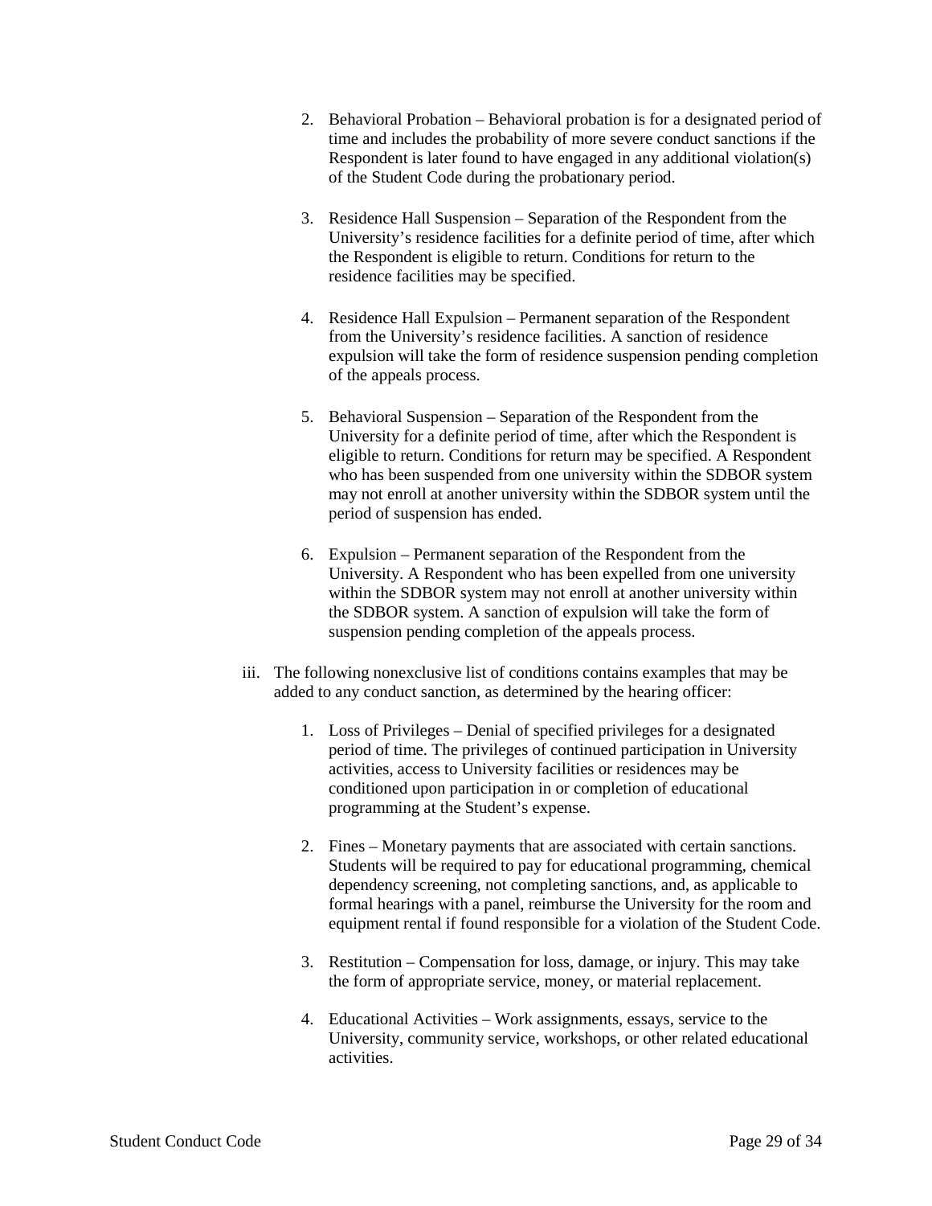2. Behavioral Probation – Behavioral probation is for a designated period of time and includes the probability of more severe conduct sanctions if the Respondent is later found to have engaged in any additional violation(s) of the Student Code during the probationary period.

3. Residence Hall Suspension – Separation of the Respondent from the University's residence facilities for a definite period of time, after which the Respondent is eligible to return. Conditions for return to the residence facilities may be specified.

4. Residence Hall Expulsion – Permanent separation of the Respondent from the University's residence facilities. A sanction of residence expulsion will take the form of residence suspension pending completion of the appeals process.

5. Behavioral Suspension – Separation of the Respondent from the University for a definite period of time, after which the Respondent is eligible to return. Conditions for return may be specified. A Respondent who has been suspended from one university within the SDBOR system may not enroll at another university within the SDBOR system until the period of suspension has ended.

6. Expulsion – Permanent separation of the Respondent from the University. A Respondent who has been expelled from one university within the SDBOR system may not enroll at another university within the SDBOR system. A sanction of expulsion will take the form of suspension pending completion of the appeals process.

iii. The following nonexclusive list of conditions contains examples that may be added to any conduct sanction, as determined by the hearing officer:

1. Loss of Privileges – Denial of specified privileges for a designated period of time. The privileges of continued participation in University activities, access to University facilities or residences may be conditioned upon participation in or completion of educational programming at the Student's expense.

2. Fines – Monetary payments that are associated with certain sanctions. Students will be required to pay for educational programming, chemical dependency screening, not completing sanctions, and, as applicable to formal hearings with a panel, reimburse the University for the room and equipment rental if found responsible for a violation of the Student Code.

3. Restitution – Compensation for loss, damage, or injury. This may take the form of appropriate service, money, or material replacement.

4. Educational Activities – Work assignments, essays, service to the University, community service, workshops, or other related educational activities.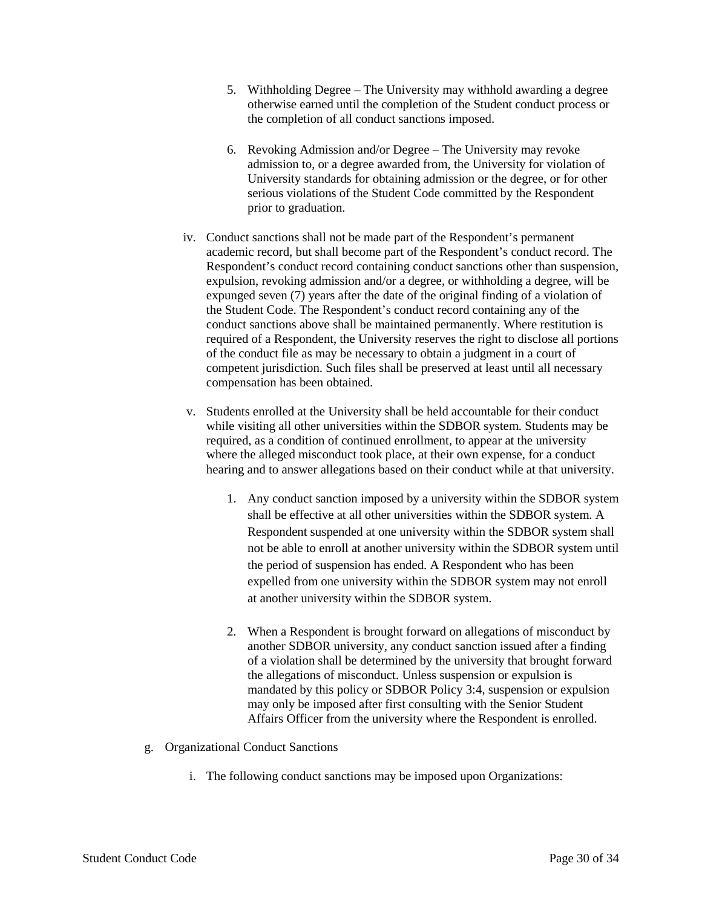5. Withholding Degree – The University may withhold awarding a degree otherwise earned until the completion of the Student conduct process or the completion of all conduct sanctions imposed.

6. Revoking Admission and/or Degree – The University may revoke admission to, or a degree awarded from, the University for violation of University standards for obtaining admission or the degree, or for other serious violations of the Student Code committed by the Respondent prior to graduation.

iv. Conduct sanctions shall not be made part of the Respondent's permanent academic record, but shall become part of the Respondent's conduct record. The Respondent's conduct record containing conduct sanctions other than suspension, expulsion, revoking admission and/or a degree, or withholding a degree, will be expunged seven (7) years after the date of the original finding of a violation of the Student Code. The Respondent's conduct record containing any of the conduct sanctions above shall be maintained permanently. Where restitution is required of a Respondent, the University reserves the right to disclose all portions of the conduct file as may be necessary to obtain a judgment in a court of competent jurisdiction. Such files shall be preserved at least until all necessary compensation has been obtained.

v. Students enrolled at the University shall be held accountable for their conduct while visiting all other universities within the SDBOR system. Students may be required, as a condition of continued enrollment, to appear at the university where the alleged misconduct took place, at their own expense, for a conduct hearing and to answer allegations based on their conduct while at that university.

1. Any conduct sanction imposed by a university within the SDBOR system shall be effective at all other universities within the SDBOR system. A Respondent suspended at one university within the SDBOR system shall not be able to enroll at another university within the SDBOR system until the period of suspension has ended. A Respondent who has been expelled from one university within the SDBOR system may not enroll at another university within the SDBOR system.

2. When a Respondent is brought forward on allegations of misconduct by another SDBOR university, any conduct sanction issued after a finding of a violation shall be determined by the university that brought forward the allegations of misconduct. Unless suspension or expulsion is mandated by this policy or SDBOR Policy 3:4, suspension or expulsion may only be imposed after first consulting with the Senior Student Affairs Officer from the university where the Respondent is enrolled.

g. Organizational Conduct Sanctions

i. The following conduct sanctions may be imposed upon Organizations: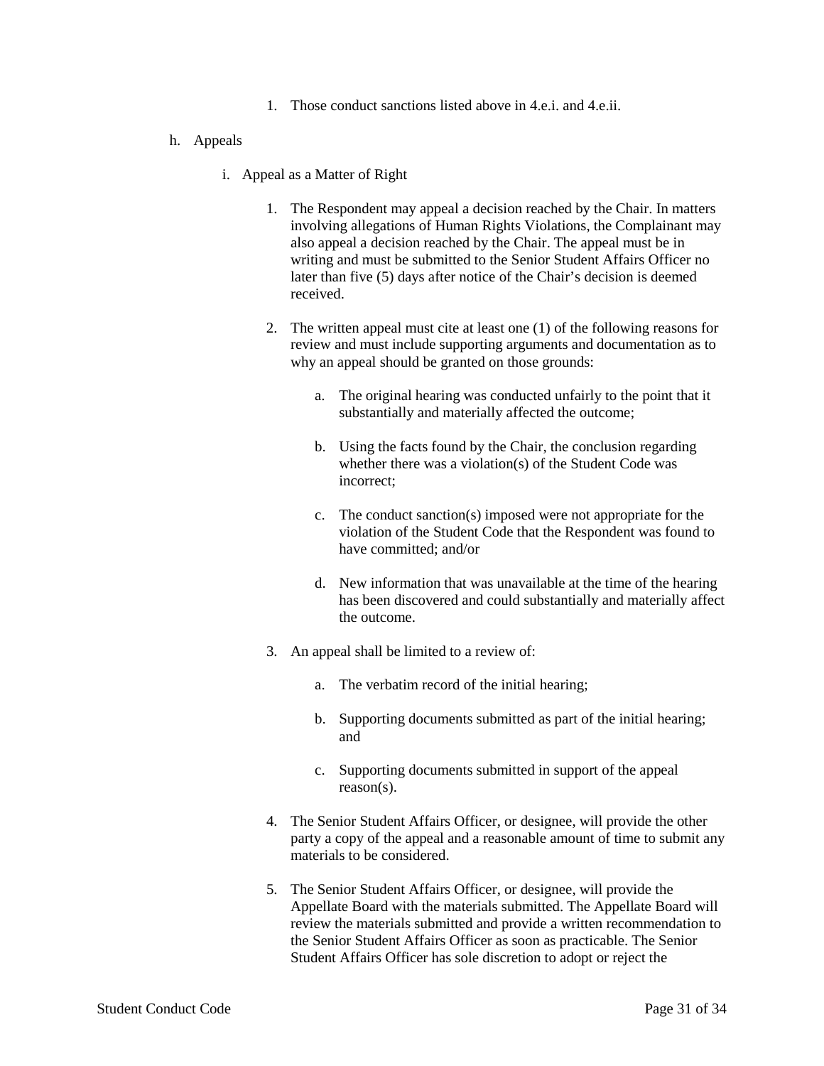1. Those conduct sanctions listed above in 4.e.i. and 4.e.ii.

h. Appeals

   i. Appeal as a Matter of Right

      1. The Respondent may appeal a decision reached by the Chair. In matters involving allegations of Human Rights Violations, the Complainant may also appeal a decision reached by the Chair. The appeal must be in writing and must be submitted to the Senior Student Affairs Officer no later than five (5) days after notice of the Chair's decision is deemed received.

      2. The written appeal must cite at least one (1) of the following reasons for review and must include supporting arguments and documentation as to why an appeal should be granted on those grounds:

         a. The original hearing was conducted unfairly to the point that it substantially and materially affected the outcome;

         b. Using the facts found by the Chair, the conclusion regarding whether there was a violation(s) of the Student Code was incorrect;

         c. The conduct sanction(s) imposed were not appropriate for the violation of the Student Code that the Respondent was found to have committed; and/or

         d. New information that was unavailable at the time of the hearing has been discovered and could substantially and materially affect the outcome.

      3. An appeal shall be limited to a review of:

         a. The verbatim record of the initial hearing;

         b. Supporting documents submitted as part of the initial hearing; and

         c. Supporting documents submitted in support of the appeal reason(s).

      4. The Senior Student Affairs Officer, or designee, will provide the other party a copy of the appeal and a reasonable amount of time to submit any materials to be considered.

      5. The Senior Student Affairs Officer, or designee, will provide the Appellate Board with the materials submitted. The Appellate Board will review the materials submitted and provide a written recommendation to the Senior Student Affairs Officer as soon as practicable. The Senior Student Affairs Officer has sole discretion to adopt or reject the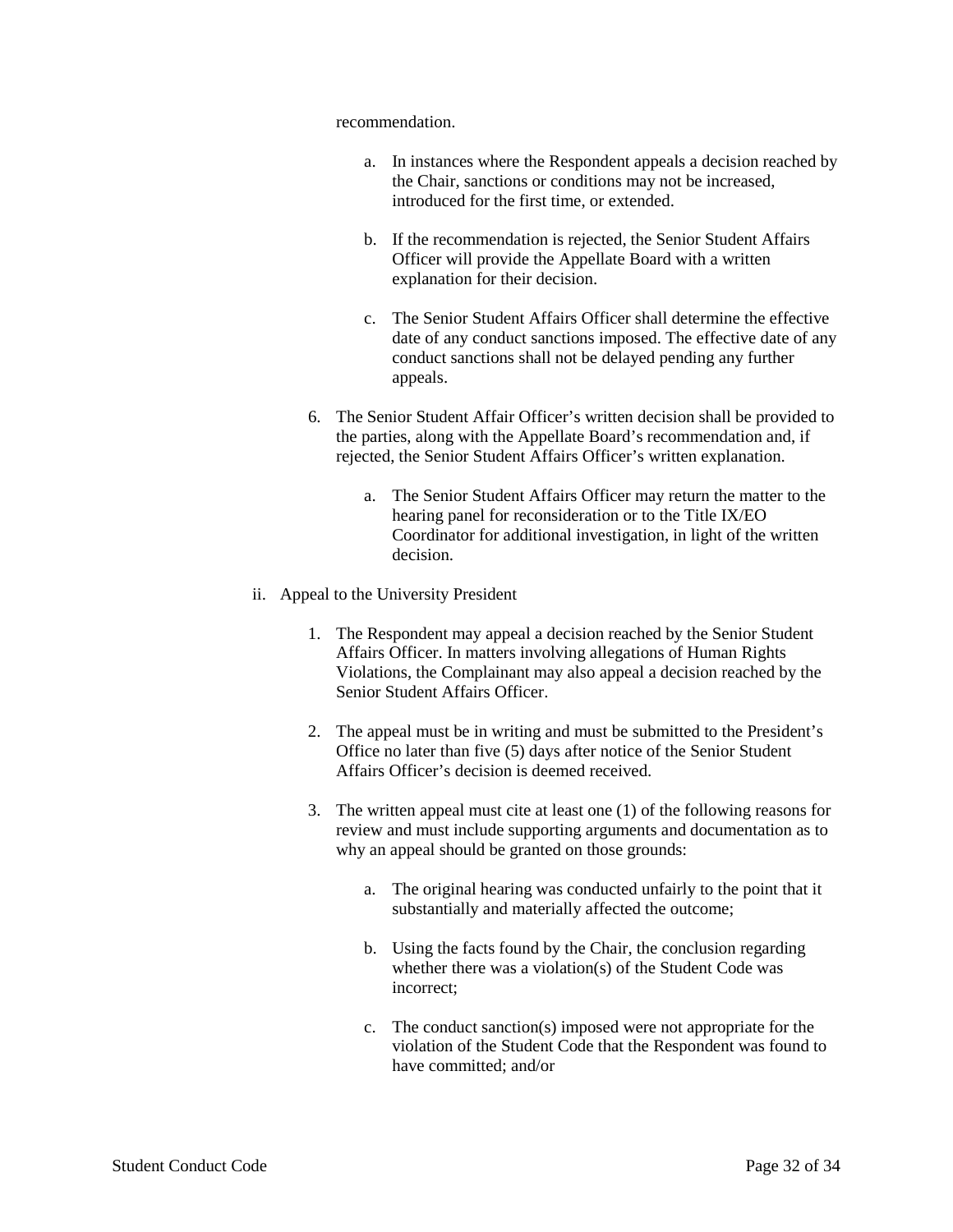recommendation.

a. In instances where the Respondent appeals a decision reached by the Chair, sanctions or conditions may not be increased, introduced for the first time, or extended.

b. If the recommendation is rejected, the Senior Student Affairs Officer will provide the Appellate Board with a written explanation for their decision.

c. The Senior Student Affairs Officer shall determine the effective date of any conduct sanctions imposed. The effective date of any conduct sanctions shall not be delayed pending any further appeals.

6. The Senior Student Affair Officer's written decision shall be provided to the parties, along with the Appellate Board's recommendation and, if rejected, the Senior Student Affairs Officer's written explanation.

   a. The Senior Student Affairs Officer may return the matter to the hearing panel for reconsideration or to the Title IX/EO Coordinator for additional investigation, in light of the written decision.

ii. Appeal to the University President

1. The Respondent may appeal a decision reached by the Senior Student Affairs Officer. In matters involving allegations of Human Rights Violations, the Complainant may also appeal a decision reached by the Senior Student Affairs Officer.

2. The appeal must be in writing and must be submitted to the President's Office no later than five (5) days after notice of the Senior Student Affairs Officer's decision is deemed received.

3. The written appeal must cite at least one (1) of the following reasons for review and must include supporting arguments and documentation as to why an appeal should be granted on those grounds:

   a. The original hearing was conducted unfairly to the point that it substantially and materially affected the outcome;

   b. Using the facts found by the Chair, the conclusion regarding whether there was a violation(s) of the Student Code was incorrect;

   c. The conduct sanction(s) imposed were not appropriate for the violation of the Student Code that the Respondent was found to have committed; and/or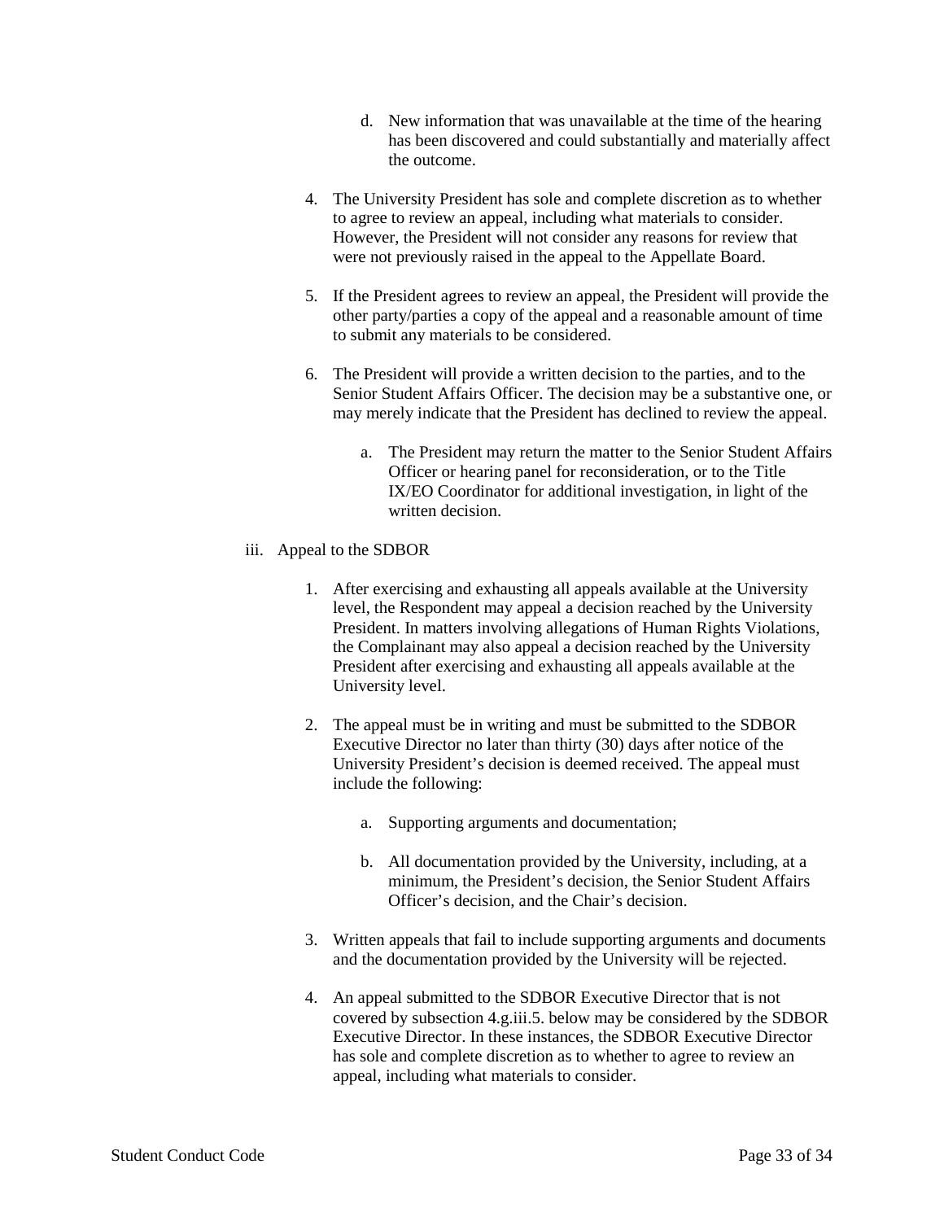d. New information that was unavailable at the time of the hearing has been discovered and could substantially and materially affect the outcome.

4. The University President has sole and complete discretion as to whether to agree to review an appeal, including what materials to consider. However, the President will not consider any reasons for review that were not previously raised in the appeal to the Appellate Board.

5. If the President agrees to review an appeal, the President will provide the other party/parties a copy of the appeal and a reasonable amount of time to submit any materials to be considered.

6. The President will provide a written decision to the parties, and to the Senior Student Affairs Officer. The decision may be a substantive one, or may merely indicate that the President has declined to review the appeal.

   a. The President may return the matter to the Senior Student Affairs Officer or hearing panel for reconsideration, or to the Title IX/EO Coordinator for additional investigation, in light of the written decision.

iii. Appeal to the SDBOR

1. After exercising and exhausting all appeals available at the University level, the Respondent may appeal a decision reached by the University President. In matters involving allegations of Human Rights Violations, the Complainant may also appeal a decision reached by the University President after exercising and exhausting all appeals available at the University level.

2. The appeal must be in writing and must be submitted to the SDBOR Executive Director no later than thirty (30) days after notice of the University President's decision is deemed received. The appeal must include the following:

   a. Supporting arguments and documentation;

   b. All documentation provided by the University, including, at a minimum, the President's decision, the Senior Student Affairs Officer's decision, and the Chair's decision.

3. Written appeals that fail to include supporting arguments and documents and the documentation provided by the University will be rejected.

4. An appeal submitted to the SDBOR Executive Director that is not covered by subsection 4.g.iii.5. below may be considered by the SDBOR Executive Director. In these instances, the SDBOR Executive Director has sole and complete discretion as to whether to agree to review an appeal, including what materials to consider.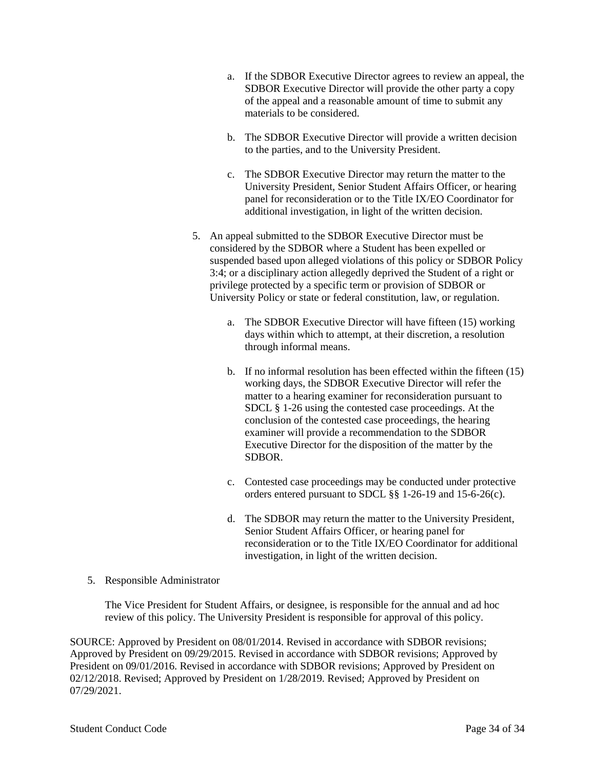a. If the SDBOR Executive Director agrees to review an appeal, the SDBOR Executive Director will provide the other party a copy of the appeal and a reasonable amount of time to submit any materials to be considered.

b. The SDBOR Executive Director will provide a written decision to the parties, and to the University President.

c. The SDBOR Executive Director may return the matter to the University President, Senior Student Affairs Officer, or hearing panel for reconsideration or to the Title IX/EO Coordinator for additional investigation, in light of the written decision.

5. An appeal submitted to the SDBOR Executive Director must be considered by the SDBOR where a Student has been expelled or suspended based upon alleged violations of this policy or SDBOR Policy 3:4; or a disciplinary action allegedly deprived the Student of a right or privilege protected by a specific term or provision of SDBOR or University Policy or state or federal constitution, law, or regulation.

   a. The SDBOR Executive Director will have fifteen (15) working days within which to attempt, at their discretion, a resolution through informal means.

   b. If no informal resolution has been effected within the fifteen (15) working days, the SDBOR Executive Director will refer the matter to a hearing examiner for reconsideration pursuant to SDCL § 1-26 using the contested case proceedings. At the conclusion of the contested case proceedings, the hearing examiner will provide a recommendation to the SDBOR Executive Director for the disposition of the matter by the SDBOR.

   c. Contested case proceedings may be conducted under protective orders entered pursuant to SDCL §§ 1-26-19 and 15-6-26(c).

   d. The SDBOR may return the matter to the University President, Senior Student Affairs Officer, or hearing panel for reconsideration or to the Title IX/EO Coordinator for additional investigation, in light of the written decision.

5. Responsible Administrator

The Vice President for Student Affairs, or designee, is responsible for the annual and ad hoc review of this policy. The University President is responsible for approval of this policy.

SOURCE: Approved by President on 08/01/2014. Revised in accordance with SDBOR revisions; Approved by President on 09/29/2015. Revised in accordance with SDBOR revisions; Approved by President on 09/01/2016. Revised in accordance with SDBOR revisions; Approved by President on 02/12/2018. Revised; Approved by President on 1/28/2019. Revised; Approved by President on 07/29/2021.